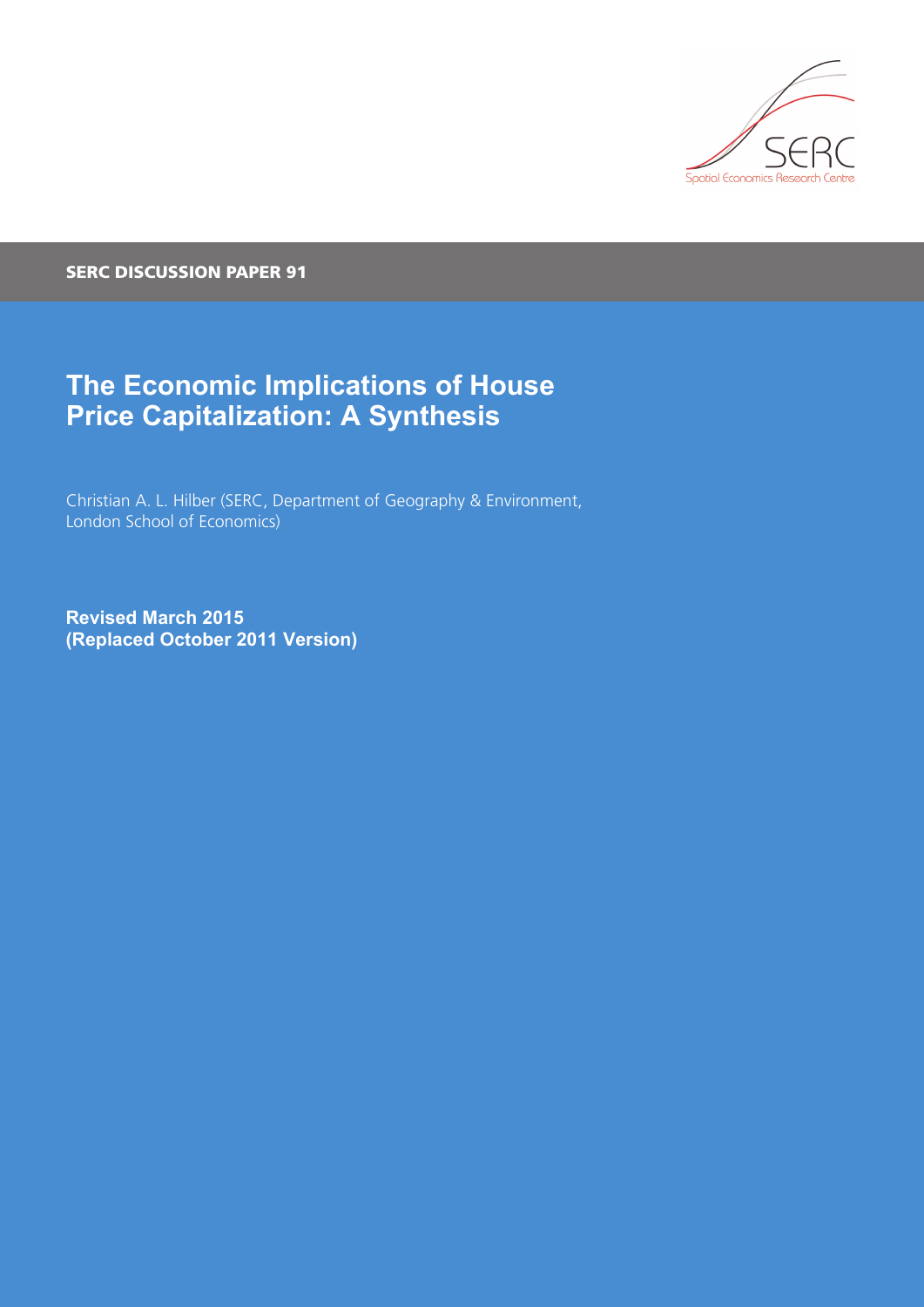SERC Spatial Economics Research Centre

SERC DISCUSSION PAPER 91

# The Economic Implications of House Price Capitalization: A Synthesis

Christian A. L. Hilber (SERC, Department of Geography & Environment, London School of Economics)

**Revised March 2015**
**(Replaced October 2011 Version)**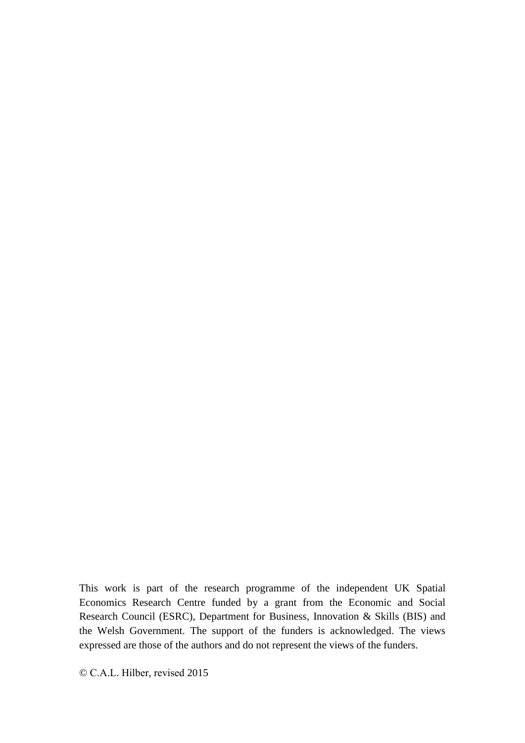This work is part of the research programme of the independent UK Spatial Economics Research Centre funded by a grant from the Economic and Social Research Council (ESRC), Department for Business, Innovation & Skills (BIS) and the Welsh Government. The support of the funders is acknowledged. The views expressed are those of the authors and do not represent the views of the funders.

© C.A.L. Hilber, revised 2015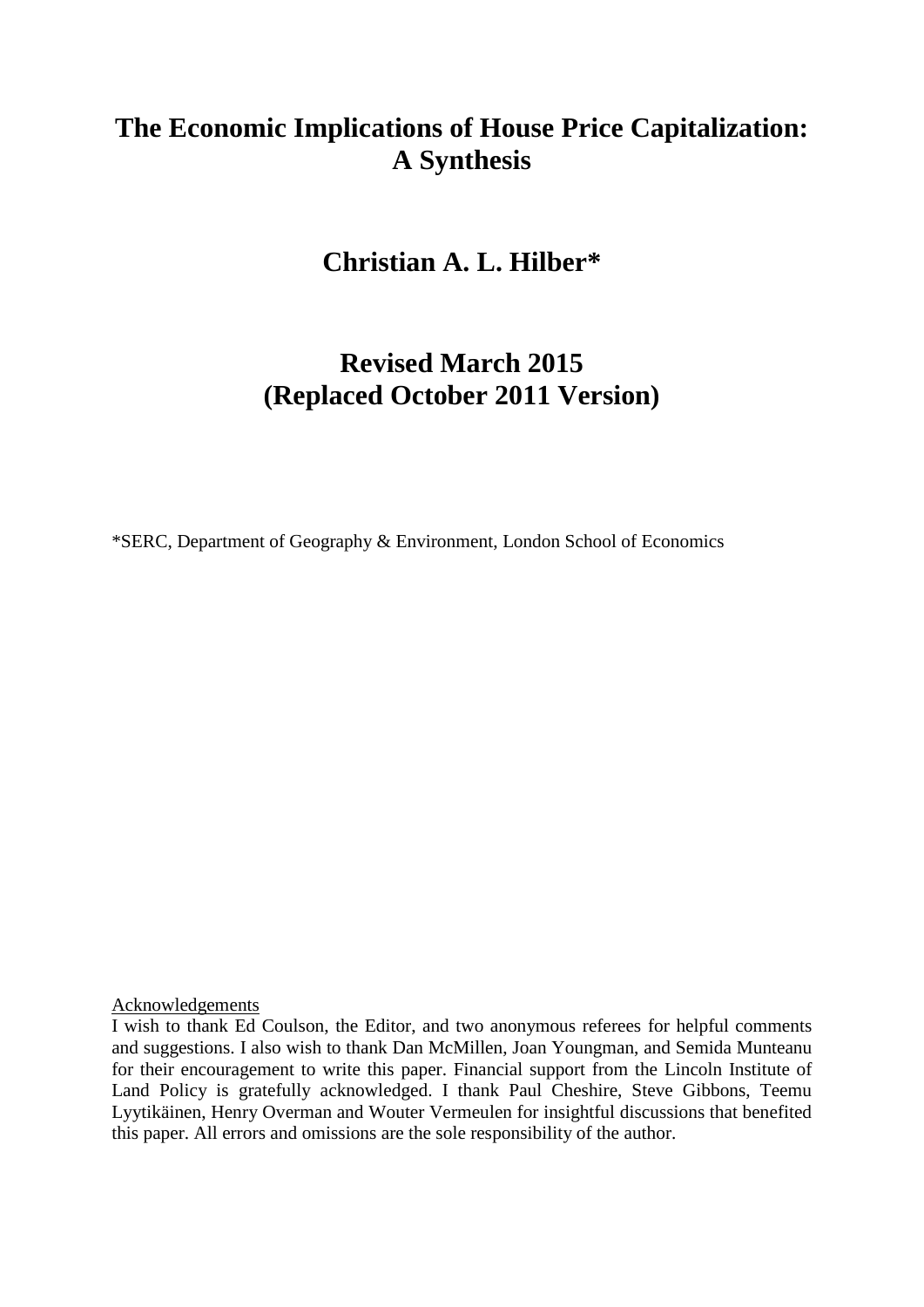# The Economic Implications of House Price Capitalization: A Synthesis

## Christian A. L. Hilber*

## Revised March 2015 (Replaced October 2011 Version)

*SERC, Department of Geography & Environment, London School of Economics

Acknowledgements

I wish to thank Ed Coulson, the Editor, and two anonymous referees for helpful comments and suggestions. I also wish to thank Dan McMillen, Joan Youngman, and Semida Munteanu for their encouragement to write this paper. Financial support from the Lincoln Institute of Land Policy is gratefully acknowledged. I thank Paul Cheshire, Steve Gibbons, Teemu Lyytikäinen, Henry Overman and Wouter Vermeulen for insightful discussions that benefited this paper. All errors and omissions are the sole responsibility of the author.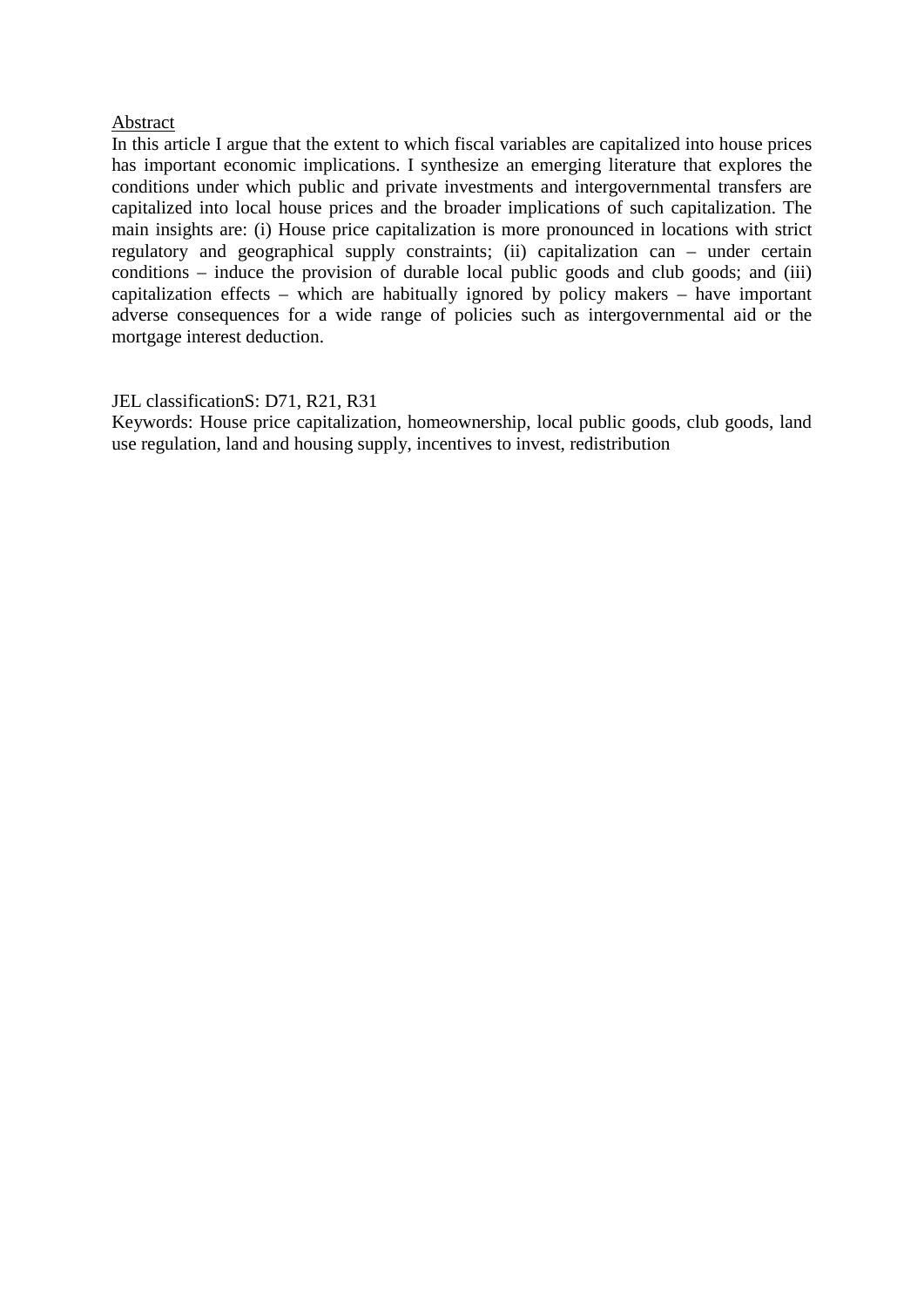Abstract

In this article I argue that the extent to which fiscal variables are capitalized into house prices has important economic implications. I synthesize an emerging literature that explores the conditions under which public and private investments and intergovernmental transfers are capitalized into local house prices and the broader implications of such capitalization. The main insights are: (i) House price capitalization is more pronounced in locations with strict regulatory and geographical supply constraints; (ii) capitalization can – under certain conditions – induce the provision of durable local public goods and club goods; and (iii) capitalization effects – which are habitually ignored by policy makers – have important adverse consequences for a wide range of policies such as intergovernmental aid or the mortgage interest deduction.

JEL classificationS: D71, R21, R31

Keywords: House price capitalization, homeownership, local public goods, club goods, land use regulation, land and housing supply, incentives to invest, redistribution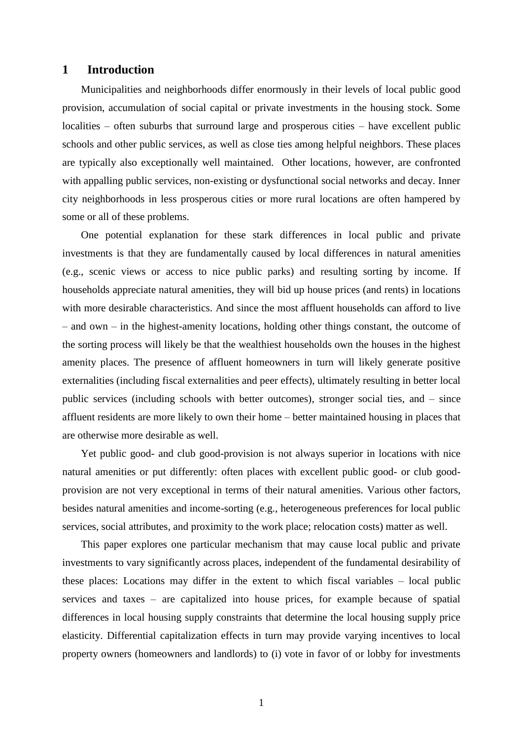# 1 Introduction

Municipalities and neighborhoods differ enormously in their levels of local public good provision, accumulation of social capital or private investments in the housing stock. Some localities – often suburbs that surround large and prosperous cities – have excellent public schools and other public services, as well as close ties among helpful neighbors. These places are typically also exceptionally well maintained. Other locations, however, are confronted with appalling public services, non-existing or dysfunctional social networks and decay. Inner city neighborhoods in less prosperous cities or more rural locations are often hampered by some or all of these problems.

One potential explanation for these stark differences in local public and private investments is that they are fundamentally caused by local differences in natural amenities (e.g., scenic views or access to nice public parks) and resulting sorting by income. If households appreciate natural amenities, they will bid up house prices (and rents) in locations with more desirable characteristics. And since the most affluent households can afford to live – and own – in the highest-amenity locations, holding other things constant, the outcome of the sorting process will likely be that the wealthiest households own the houses in the highest amenity places. The presence of affluent homeowners in turn will likely generate positive externalities (including fiscal externalities and peer effects), ultimately resulting in better local public services (including schools with better outcomes), stronger social ties, and – since affluent residents are more likely to own their home – better maintained housing in places that are otherwise more desirable as well.

Yet public good- and club good-provision is not always superior in locations with nice natural amenities or put differently: often places with excellent public good- or club good-provision are not very exceptional in terms of their natural amenities. Various other factors, besides natural amenities and income-sorting (e.g., heterogeneous preferences for local public services, social attributes, and proximity to the work place; relocation costs) matter as well.

This paper explores one particular mechanism that may cause local public and private investments to vary significantly across places, independent of the fundamental desirability of these places: Locations may differ in the extent to which fiscal variables – local public services and taxes – are capitalized into house prices, for example because of spatial differences in local housing supply constraints that determine the local housing supply price elasticity. Differential capitalization effects in turn may provide varying incentives to local property owners (homeowners and landlords) to (i) vote in favor of or lobby for investments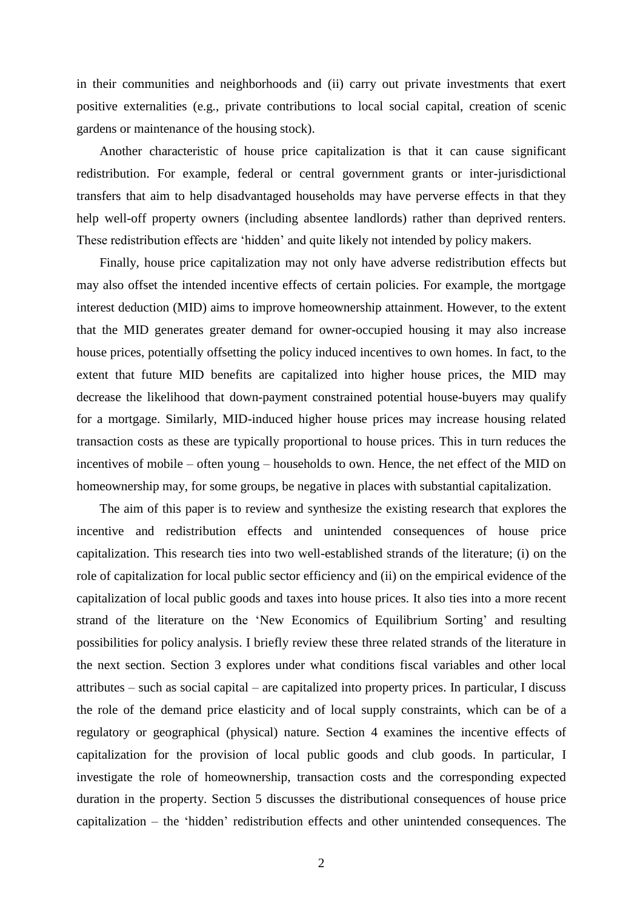in their communities and neighborhoods and (ii) carry out private investments that exert positive externalities (e.g., private contributions to local social capital, creation of scenic gardens or maintenance of the housing stock).

Another characteristic of house price capitalization is that it can cause significant redistribution. For example, federal or central government grants or inter-jurisdictional transfers that aim to help disadvantaged households may have perverse effects in that they help well-off property owners (including absentee landlords) rather than deprived renters. These redistribution effects are 'hidden' and quite likely not intended by policy makers.

Finally, house price capitalization may not only have adverse redistribution effects but may also offset the intended incentive effects of certain policies. For example, the mortgage interest deduction (MID) aims to improve homeownership attainment. However, to the extent that the MID generates greater demand for owner-occupied housing it may also increase house prices, potentially offsetting the policy induced incentives to own homes. In fact, to the extent that future MID benefits are capitalized into higher house prices, the MID may decrease the likelihood that down-payment constrained potential house-buyers may qualify for a mortgage. Similarly, MID-induced higher house prices may increase housing related transaction costs as these are typically proportional to house prices. This in turn reduces the incentives of mobile – often young – households to own. Hence, the net effect of the MID on homeownership may, for some groups, be negative in places with substantial capitalization.

The aim of this paper is to review and synthesize the existing research that explores the incentive and redistribution effects and unintended consequences of house price capitalization. This research ties into two well-established strands of the literature; (i) on the role of capitalization for local public sector efficiency and (ii) on the empirical evidence of the capitalization of local public goods and taxes into house prices. It also ties into a more recent strand of the literature on the 'New Economics of Equilibrium Sorting' and resulting possibilities for policy analysis. I briefly review these three related strands of the literature in the next section. Section 3 explores under what conditions fiscal variables and other local attributes – such as social capital – are capitalized into property prices. In particular, I discuss the role of the demand price elasticity and of local supply constraints, which can be of a regulatory or geographical (physical) nature. Section 4 examines the incentive effects of capitalization for the provision of local public goods and club goods. In particular, I investigate the role of homeownership, transaction costs and the corresponding expected duration in the property. Section 5 discusses the distributional consequences of house price capitalization – the 'hidden' redistribution effects and other unintended consequences. The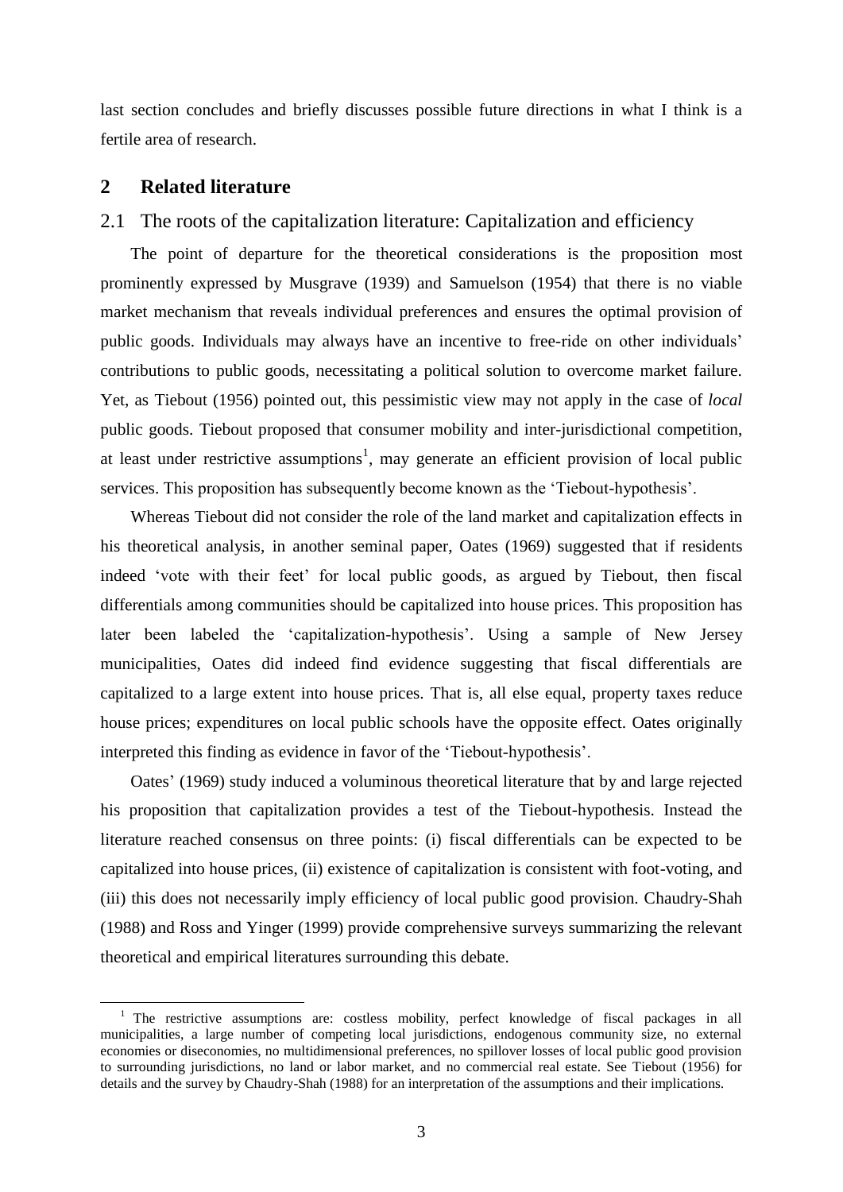last section concludes and briefly discusses possible future directions in what I think is a fertile area of research.

## 2 Related literature

### 2.1 The roots of the capitalization literature: Capitalization and efficiency

The point of departure for the theoretical considerations is the proposition most prominently expressed by Musgrave (1939) and Samuelson (1954) that there is no viable market mechanism that reveals individual preferences and ensures the optimal provision of public goods. Individuals may always have an incentive to free-ride on other individuals' contributions to public goods, necessitating a political solution to overcome market failure. Yet, as Tiebout (1956) pointed out, this pessimistic view may not apply in the case of *local* public goods. Tiebout proposed that consumer mobility and inter-jurisdictional competition, at least under restrictive assumptions[1], may generate an efficient provision of local public services. This proposition has subsequently become known as the 'Tiebout-hypothesis'.

Whereas Tiebout did not consider the role of the land market and capitalization effects in his theoretical analysis, in another seminal paper, Oates (1969) suggested that if residents indeed 'vote with their feet' for local public goods, as argued by Tiebout, then fiscal differentials among communities should be capitalized into house prices. This proposition has later been labeled the 'capitalization-hypothesis'. Using a sample of New Jersey municipalities, Oates did indeed find evidence suggesting that fiscal differentials are capitalized to a large extent into house prices. That is, all else equal, property taxes reduce house prices; expenditures on local public schools have the opposite effect. Oates originally interpreted this finding as evidence in favor of the 'Tiebout-hypothesis'.

Oates' (1969) study induced a voluminous theoretical literature that by and large rejected his proposition that capitalization provides a test of the Tiebout-hypothesis. Instead the literature reached consensus on three points: (i) fiscal differentials can be expected to be capitalized into house prices, (ii) existence of capitalization is consistent with foot-voting, and (iii) this does not necessarily imply efficiency of local public good provision. Chaudry-Shah (1988) and Ross and Yinger (1999) provide comprehensive surveys summarizing the relevant theoretical and empirical literatures surrounding this debate.

[1] The restrictive assumptions are: costless mobility, perfect knowledge of fiscal packages in all municipalities, a large number of competing local jurisdictions, endogenous community size, no external economies or diseconomies, no multidimensional preferences, no spillover losses of local public good provision to surrounding jurisdictions, no land or labor market, and no commercial real estate. See Tiebout (1956) for details and the survey by Chaudry-Shah (1988) for an interpretation of the assumptions and their implications.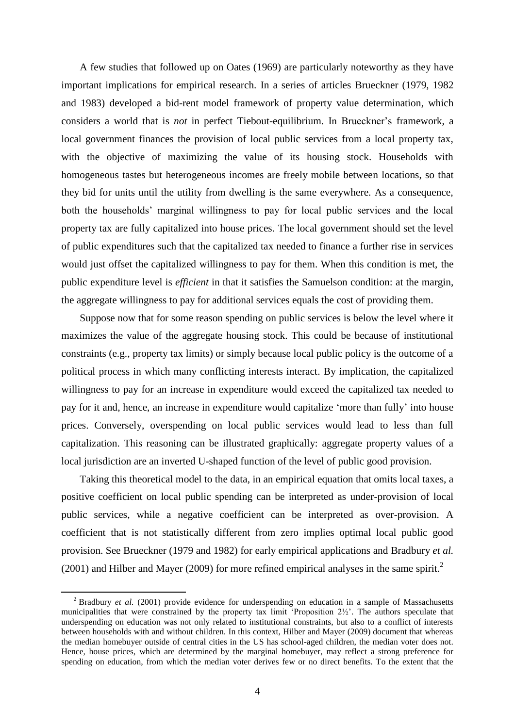A few studies that followed up on Oates (1969) are particularly noteworthy as they have important implications for empirical research. In a series of articles Brueckner (1979, 1982 and 1983) developed a bid-rent model framework of property value determination, which considers a world that is *not* in perfect Tiebout-equilibrium. In Brueckner's framework, a local government finances the provision of local public services from a local property tax, with the objective of maximizing the value of its housing stock. Households with homogeneous tastes but heterogeneous incomes are freely mobile between locations, so that they bid for units until the utility from dwelling is the same everywhere. As a consequence, both the households' marginal willingness to pay for local public services and the local property tax are fully capitalized into house prices. The local government should set the level of public expenditures such that the capitalized tax needed to finance a further rise in services would just offset the capitalized willingness to pay for them. When this condition is met, the public expenditure level is *efficient* in that it satisfies the Samuelson condition: at the margin, the aggregate willingness to pay for additional services equals the cost of providing them.

Suppose now that for some reason spending on public services is below the level where it maximizes the value of the aggregate housing stock. This could be because of institutional constraints (e.g., property tax limits) or simply because local public policy is the outcome of a political process in which many conflicting interests interact. By implication, the capitalized willingness to pay for an increase in expenditure would exceed the capitalized tax needed to pay for it and, hence, an increase in expenditure would capitalize 'more than fully' into house prices. Conversely, overspending on local public services would lead to less than full capitalization. This reasoning can be illustrated graphically: aggregate property values of a local jurisdiction are an inverted U-shaped function of the level of public good provision.

Taking this theoretical model to the data, in an empirical equation that omits local taxes, a positive coefficient on local public spending can be interpreted as under-provision of local public services, while a negative coefficient can be interpreted as over-provision. A coefficient that is not statistically different from zero implies optimal local public good provision. See Brueckner (1979 and 1982) for early empirical applications and Bradbury *et al.* (2001) and Hilber and Mayer (2009) for more refined empirical analyses in the same spirit.[2]

[2] Bradbury *et al.* (2001) provide evidence for underspending on education in a sample of Massachusetts municipalities that were constrained by the property tax limit 'Proposition 2½'. The authors speculate that underspending on education was not only related to institutional constraints, but also to a conflict of interests between households with and without children. In this context, Hilber and Mayer (2009) document that whereas the median homebuyer outside of central cities in the US has school-aged children, the median voter does not. Hence, house prices, which are determined by the marginal homebuyer, may reflect a strong preference for spending on education, from which the median voter derives few or no direct benefits. To the extent that the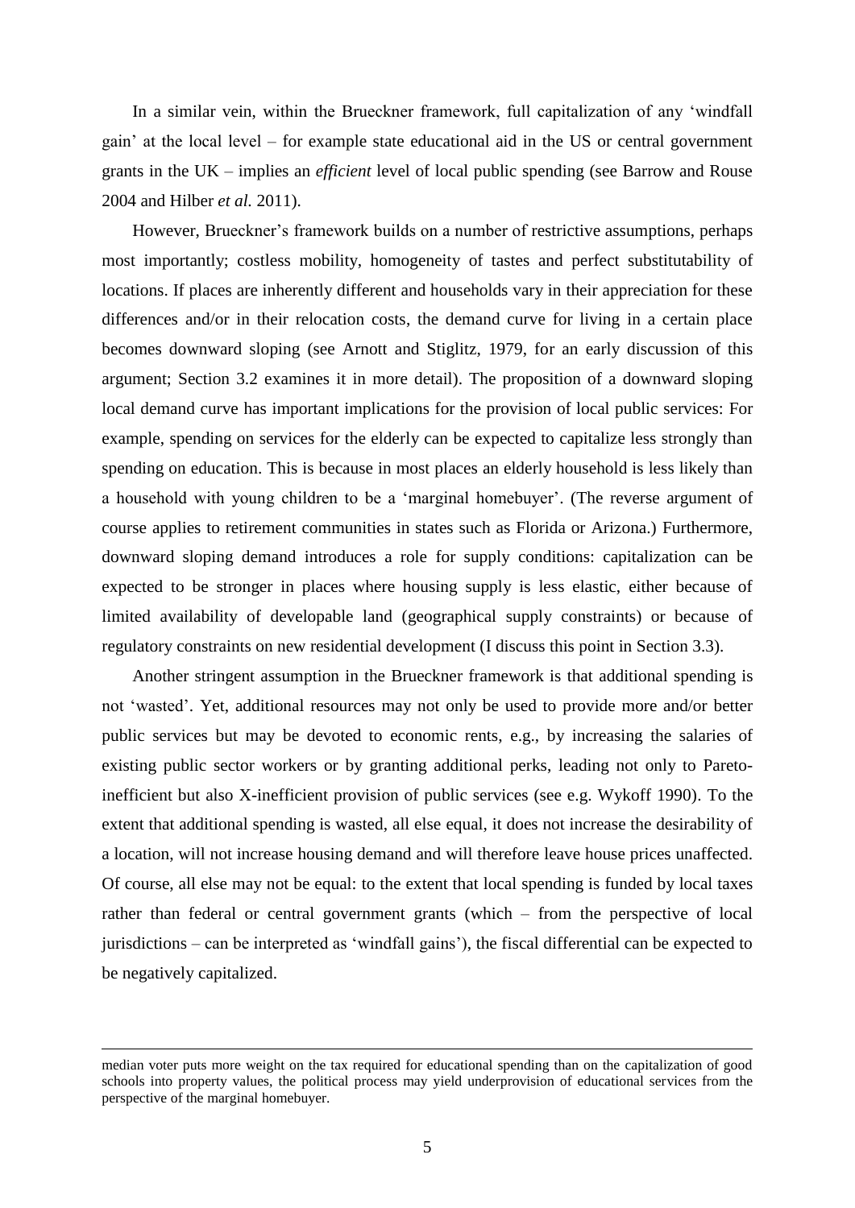In a similar vein, within the Brueckner framework, full capitalization of any 'windfall gain' at the local level – for example state educational aid in the US or central government grants in the UK – implies an *efficient* level of local public spending (see Barrow and Rouse 2004 and Hilber *et al.* 2011).

However, Brueckner's framework builds on a number of restrictive assumptions, perhaps most importantly; costless mobility, homogeneity of tastes and perfect substitutability of locations. If places are inherently different and households vary in their appreciation for these differences and/or in their relocation costs, the demand curve for living in a certain place becomes downward sloping (see Arnott and Stiglitz, 1979, for an early discussion of this argument; Section 3.2 examines it in more detail). The proposition of a downward sloping local demand curve has important implications for the provision of local public services: For example, spending on services for the elderly can be expected to capitalize less strongly than spending on education. This is because in most places an elderly household is less likely than a household with young children to be a 'marginal homebuyer'. (The reverse argument of course applies to retirement communities in states such as Florida or Arizona.) Furthermore, downward sloping demand introduces a role for supply conditions: capitalization can be expected to be stronger in places where housing supply is less elastic, either because of limited availability of developable land (geographical supply constraints) or because of regulatory constraints on new residential development (I discuss this point in Section 3.3).

Another stringent assumption in the Brueckner framework is that additional spending is not 'wasted'. Yet, additional resources may not only be used to provide more and/or better public services but may be devoted to economic rents, e.g., by increasing the salaries of existing public sector workers or by granting additional perks, leading not only to Pareto-inefficient but also X-inefficient provision of public services (see e.g. Wykoff 1990). To the extent that additional spending is wasted, all else equal, it does not increase the desirability of a location, will not increase housing demand and will therefore leave house prices unaffected. Of course, all else may not be equal: to the extent that local spending is funded by local taxes rather than federal or central government grants (which – from the perspective of local jurisdictions – can be interpreted as 'windfall gains'), the fiscal differential can be expected to be negatively capitalized.

---

median voter puts more weight on the tax required for educational spending than on the capitalization of good schools into property values, the political process may yield underprovision of educational services from the perspective of the marginal homebuyer.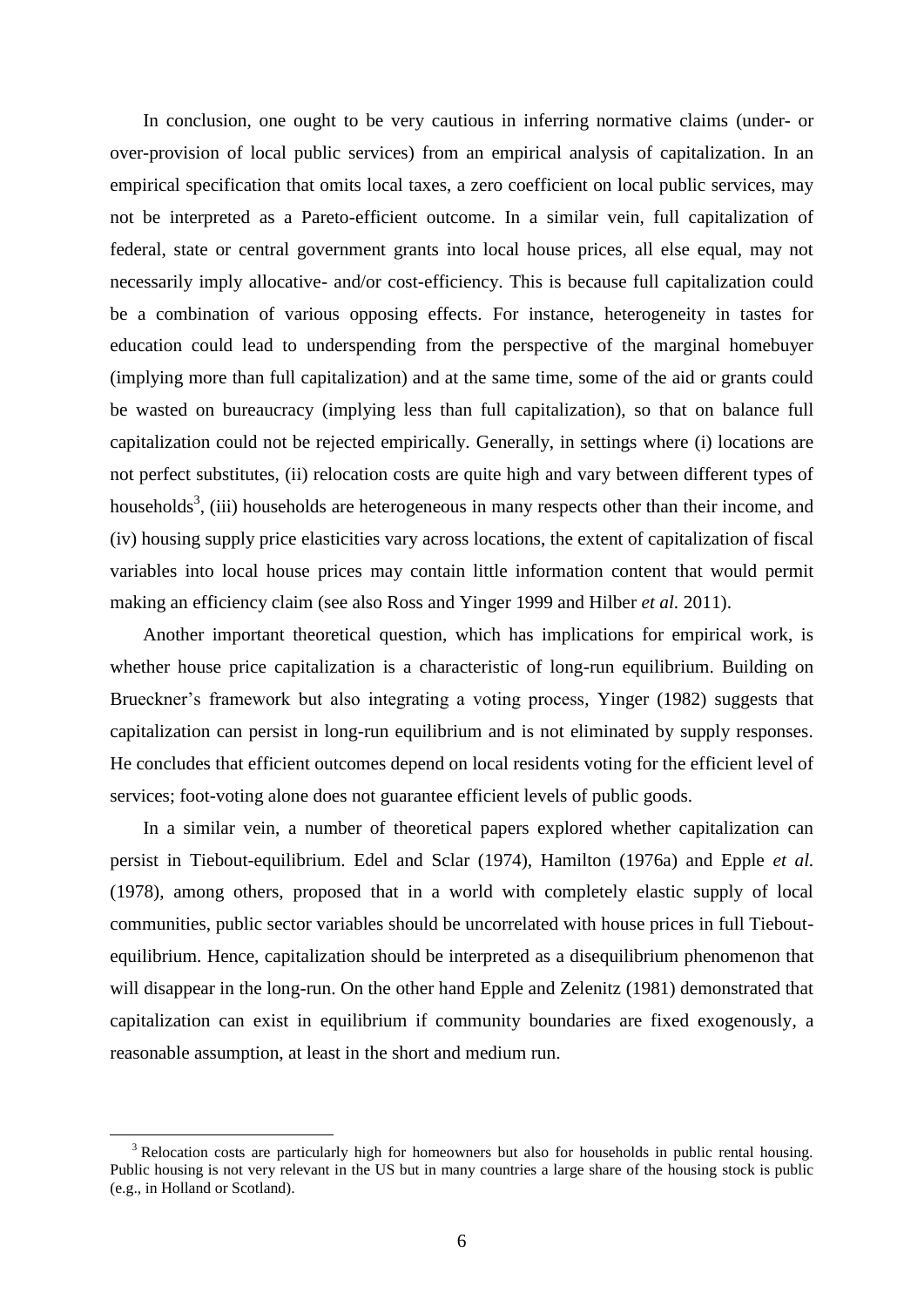In conclusion, one ought to be very cautious in inferring normative claims (under- or over-provision of local public services) from an empirical analysis of capitalization. In an empirical specification that omits local taxes, a zero coefficient on local public services, may not be interpreted as a Pareto-efficient outcome. In a similar vein, full capitalization of federal, state or central government grants into local house prices, all else equal, may not necessarily imply allocative- and/or cost-efficiency. This is because full capitalization could be a combination of various opposing effects. For instance, heterogeneity in tastes for education could lead to underspending from the perspective of the marginal homebuyer (implying more than full capitalization) and at the same time, some of the aid or grants could be wasted on bureaucracy (implying less than full capitalization), so that on balance full capitalization could not be rejected empirically. Generally, in settings where (i) locations are not perfect substitutes, (ii) relocation costs are quite high and vary between different types of households[3], (iii) households are heterogeneous in many respects other than their income, and (iv) housing supply price elasticities vary across locations, the extent of capitalization of fiscal variables into local house prices may contain little information content that would permit making an efficiency claim (see also Ross and Yinger 1999 and Hilber *et al.* 2011).

Another important theoretical question, which has implications for empirical work, is whether house price capitalization is a characteristic of long-run equilibrium. Building on Brueckner's framework but also integrating a voting process, Yinger (1982) suggests that capitalization can persist in long-run equilibrium and is not eliminated by supply responses. He concludes that efficient outcomes depend on local residents voting for the efficient level of services; foot-voting alone does not guarantee efficient levels of public goods.

In a similar vein, a number of theoretical papers explored whether capitalization can persist in Tiebout-equilibrium. Edel and Sclar (1974), Hamilton (1976a) and Epple *et al.* (1978), among others, proposed that in a world with completely elastic supply of local communities, public sector variables should be uncorrelated with house prices in full Tiebout-equilibrium. Hence, capitalization should be interpreted as a disequilibrium phenomenon that will disappear in the long-run. On the other hand Epple and Zelenitz (1981) demonstrated that capitalization can exist in equilibrium if community boundaries are fixed exogenously, a reasonable assumption, at least in the short and medium run.

[3] Relocation costs are particularly high for homeowners but also for households in public rental housing. Public housing is not very relevant in the US but in many countries a large share of the housing stock is public (e.g., in Holland or Scotland).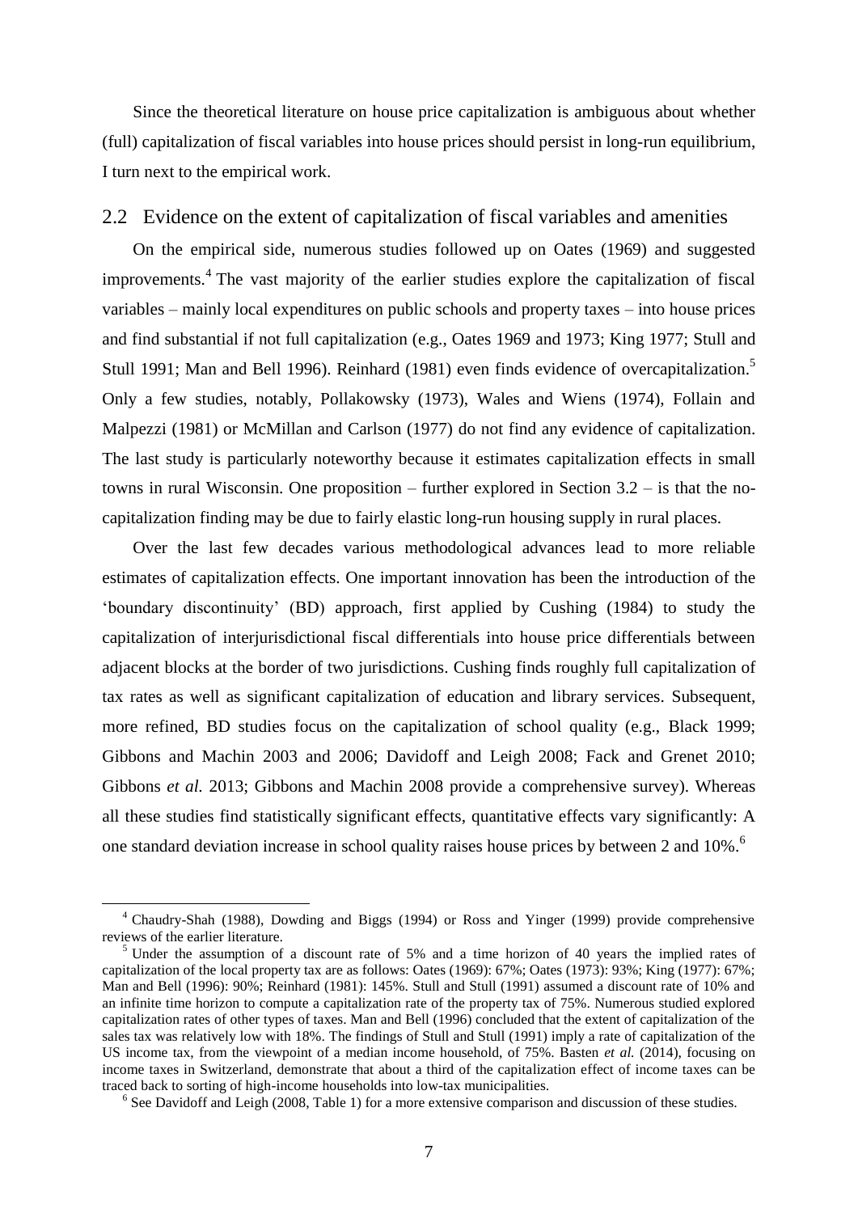Since the theoretical literature on house price capitalization is ambiguous about whether (full) capitalization of fiscal variables into house prices should persist in long-run equilibrium, I turn next to the empirical work.

## 2.2 Evidence on the extent of capitalization of fiscal variables and amenities

On the empirical side, numerous studies followed up on Oates (1969) and suggested improvements.[4] The vast majority of the earlier studies explore the capitalization of fiscal variables – mainly local expenditures on public schools and property taxes – into house prices and find substantial if not full capitalization (e.g., Oates 1969 and 1973; King 1977; Stull and Stull 1991; Man and Bell 1996). Reinhard (1981) even finds evidence of overcapitalization.[5] Only a few studies, notably, Pollakowsky (1973), Wales and Wiens (1974), Follain and Malpezzi (1981) or McMillan and Carlson (1977) do not find any evidence of capitalization. The last study is particularly noteworthy because it estimates capitalization effects in small towns in rural Wisconsin. One proposition – further explored in Section 3.2 – is that the no-capitalization finding may be due to fairly elastic long-run housing supply in rural places.

Over the last few decades various methodological advances lead to more reliable estimates of capitalization effects. One important innovation has been the introduction of the 'boundary discontinuity' (BD) approach, first applied by Cushing (1984) to study the capitalization of interjurisdictional fiscal differentials into house price differentials between adjacent blocks at the border of two jurisdictions. Cushing finds roughly full capitalization of tax rates as well as significant capitalization of education and library services. Subsequent, more refined, BD studies focus on the capitalization of school quality (e.g., Black 1999; Gibbons and Machin 2003 and 2006; Davidoff and Leigh 2008; Fack and Grenet 2010; Gibbons *et al.* 2013; Gibbons and Machin 2008 provide a comprehensive survey). Whereas all these studies find statistically significant effects, quantitative effects vary significantly: A one standard deviation increase in school quality raises house prices by between 2 and 10%.[6]

---

[4] Chaudry-Shah (1988), Dowding and Biggs (1994) or Ross and Yinger (1999) provide comprehensive reviews of the earlier literature.

[5] Under the assumption of a discount rate of 5% and a time horizon of 40 years the implied rates of capitalization of the local property tax are as follows: Oates (1969): 67%; Oates (1973): 93%; King (1977): 67%; Man and Bell (1996): 90%; Reinhard (1981): 145%. Stull and Stull (1991) assumed a discount rate of 10% and an infinite time horizon to compute a capitalization rate of the property tax of 75%. Numerous studied explored capitalization rates of other types of taxes. Man and Bell (1996) concluded that the extent of capitalization of the sales tax was relatively low with 18%. The findings of Stull and Stull (1991) imply a rate of capitalization of the US income tax, from the viewpoint of a median income household, of 75%. Basten *et al.* (2014), focusing on income taxes in Switzerland, demonstrate that about a third of the capitalization effect of income taxes can be traced back to sorting of high-income households into low-tax municipalities.

[6] See Davidoff and Leigh (2008, Table 1) for a more extensive comparison and discussion of these studies.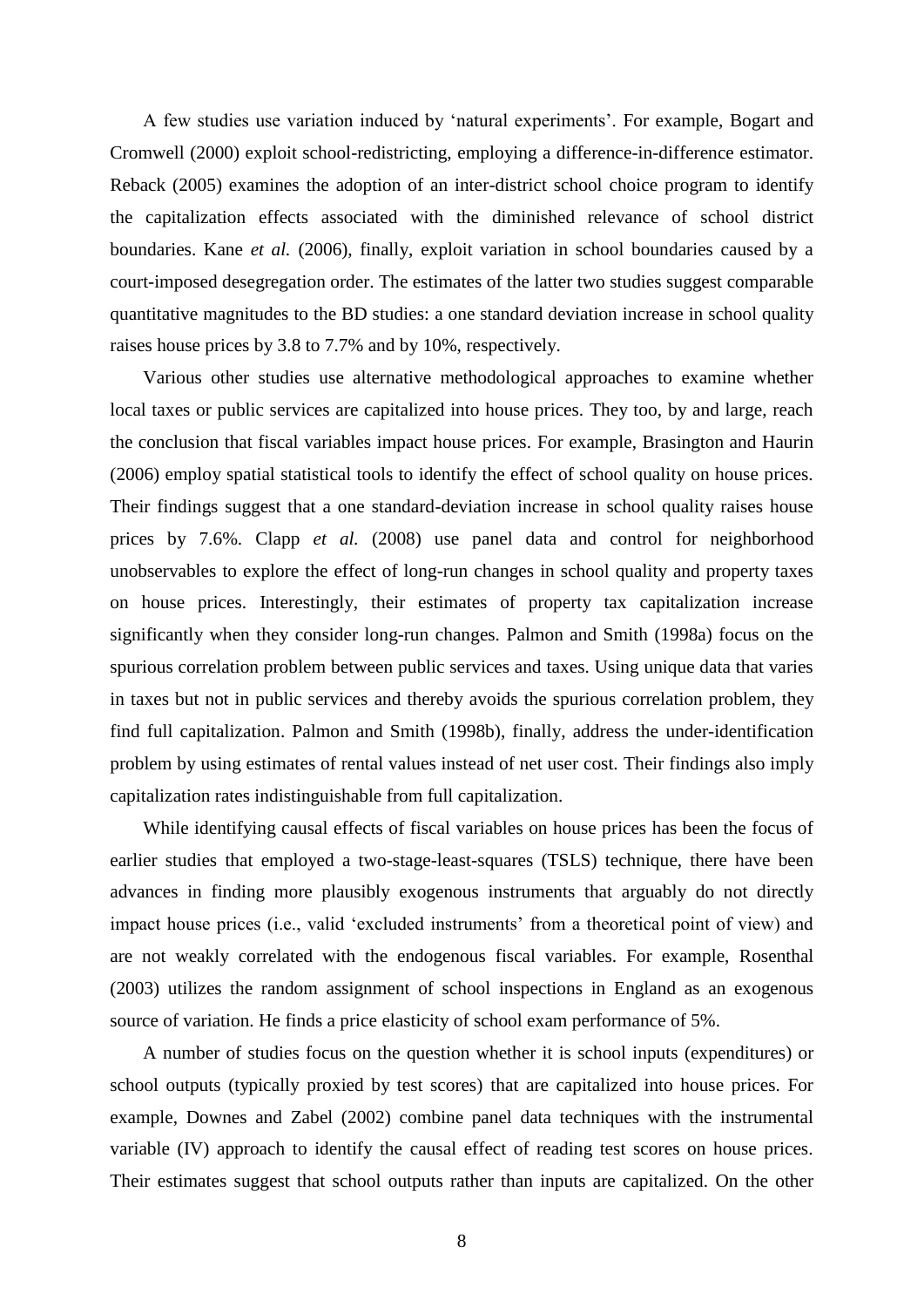A few studies use variation induced by 'natural experiments'. For example, Bogart and Cromwell (2000) exploit school-redistricting, employing a difference-in-difference estimator. Reback (2005) examines the adoption of an inter-district school choice program to identify the capitalization effects associated with the diminished relevance of school district boundaries. Kane *et al.* (2006), finally, exploit variation in school boundaries caused by a court-imposed desegregation order. The estimates of the latter two studies suggest comparable quantitative magnitudes to the BD studies: a one standard deviation increase in school quality raises house prices by 3.8 to 7.7% and by 10%, respectively.

Various other studies use alternative methodological approaches to examine whether local taxes or public services are capitalized into house prices. They too, by and large, reach the conclusion that fiscal variables impact house prices. For example, Brasington and Haurin (2006) employ spatial statistical tools to identify the effect of school quality on house prices. Their findings suggest that a one standard-deviation increase in school quality raises house prices by 7.6%. Clapp *et al.* (2008) use panel data and control for neighborhood unobservables to explore the effect of long-run changes in school quality and property taxes on house prices. Interestingly, their estimates of property tax capitalization increase significantly when they consider long-run changes. Palmon and Smith (1998a) focus on the spurious correlation problem between public services and taxes. Using unique data that varies in taxes but not in public services and thereby avoids the spurious correlation problem, they find full capitalization. Palmon and Smith (1998b), finally, address the under-identification problem by using estimates of rental values instead of net user cost. Their findings also imply capitalization rates indistinguishable from full capitalization.

While identifying causal effects of fiscal variables on house prices has been the focus of earlier studies that employed a two-stage-least-squares (TSLS) technique, there have been advances in finding more plausibly exogenous instruments that arguably do not directly impact house prices (i.e., valid 'excluded instruments' from a theoretical point of view) and are not weakly correlated with the endogenous fiscal variables. For example, Rosenthal (2003) utilizes the random assignment of school inspections in England as an exogenous source of variation. He finds a price elasticity of school exam performance of 5%.

A number of studies focus on the question whether it is school inputs (expenditures) or school outputs (typically proxied by test scores) that are capitalized into house prices. For example, Downes and Zabel (2002) combine panel data techniques with the instrumental variable (IV) approach to identify the causal effect of reading test scores on house prices. Their estimates suggest that school outputs rather than inputs are capitalized. On the other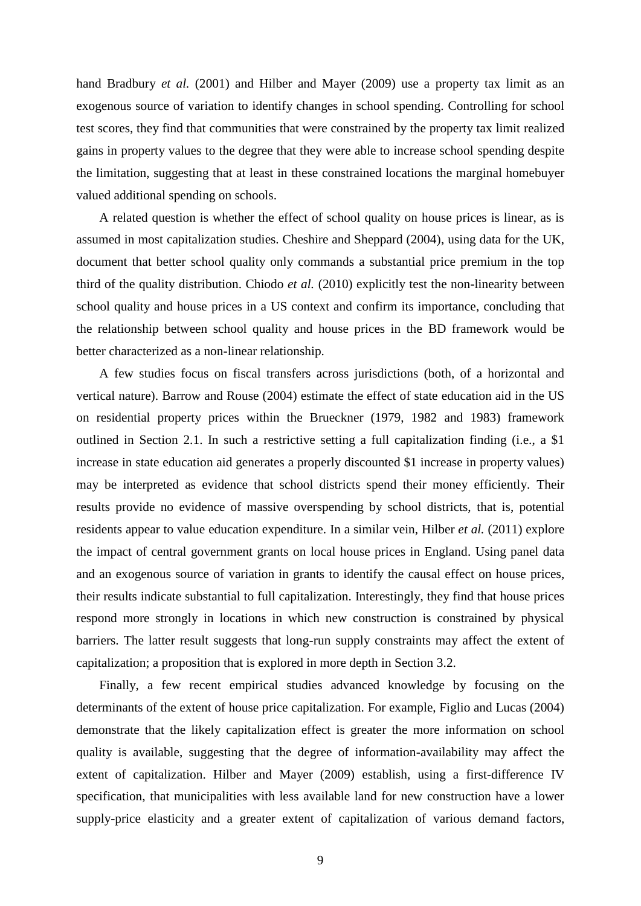hand Bradbury *et al.* (2001) and Hilber and Mayer (2009) use a property tax limit as an exogenous source of variation to identify changes in school spending. Controlling for school test scores, they find that communities that were constrained by the property tax limit realized gains in property values to the degree that they were able to increase school spending despite the limitation, suggesting that at least in these constrained locations the marginal homebuyer valued additional spending on schools.

A related question is whether the effect of school quality on house prices is linear, as is assumed in most capitalization studies. Cheshire and Sheppard (2004), using data for the UK, document that better school quality only commands a substantial price premium in the top third of the quality distribution. Chiodo *et al.* (2010) explicitly test the non-linearity between school quality and house prices in a US context and confirm its importance, concluding that the relationship between school quality and house prices in the BD framework would be better characterized as a non-linear relationship.

A few studies focus on fiscal transfers across jurisdictions (both, of a horizontal and vertical nature). Barrow and Rouse (2004) estimate the effect of state education aid in the US on residential property prices within the Brueckner (1979, 1982 and 1983) framework outlined in Section 2.1. In such a restrictive setting a full capitalization finding (i.e., a \$1 increase in state education aid generates a properly discounted \$1 increase in property values) may be interpreted as evidence that school districts spend their money efficiently. Their results provide no evidence of massive overspending by school districts, that is, potential residents appear to value education expenditure. In a similar vein, Hilber *et al.* (2011) explore the impact of central government grants on local house prices in England. Using panel data and an exogenous source of variation in grants to identify the causal effect on house prices, their results indicate substantial to full capitalization. Interestingly, they find that house prices respond more strongly in locations in which new construction is constrained by physical barriers. The latter result suggests that long-run supply constraints may affect the extent of capitalization; a proposition that is explored in more depth in Section 3.2.

Finally, a few recent empirical studies advanced knowledge by focusing on the determinants of the extent of house price capitalization. For example, Figlio and Lucas (2004) demonstrate that the likely capitalization effect is greater the more information on school quality is available, suggesting that the degree of information-availability may affect the extent of capitalization. Hilber and Mayer (2009) establish, using a first-difference IV specification, that municipalities with less available land for new construction have a lower supply-price elasticity and a greater extent of capitalization of various demand factors,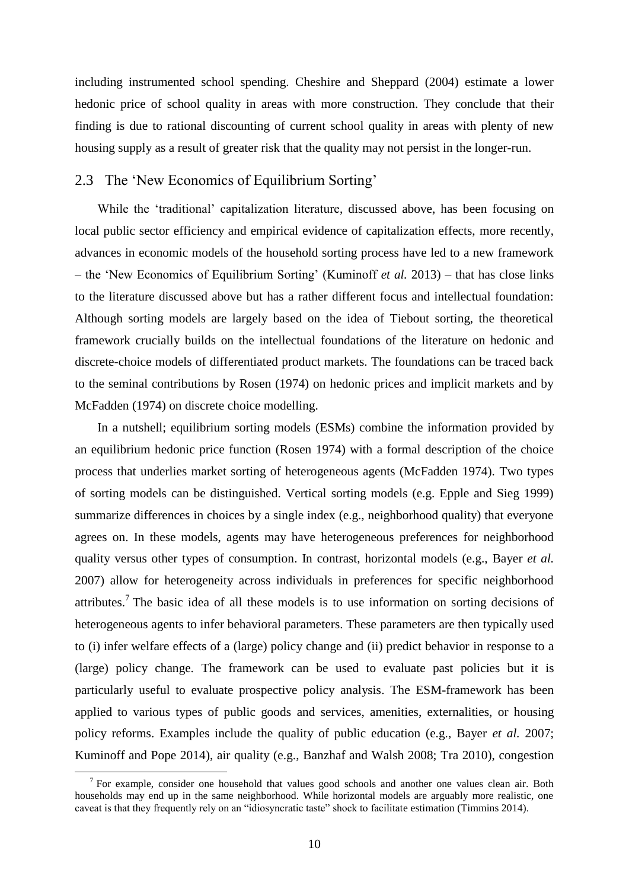including instrumented school spending. Cheshire and Sheppard (2004) estimate a lower hedonic price of school quality in areas with more construction. They conclude that their finding is due to rational discounting of current school quality in areas with plenty of new housing supply as a result of greater risk that the quality may not persist in the longer-run.

## 2.3 The 'New Economics of Equilibrium Sorting'

While the 'traditional' capitalization literature, discussed above, has been focusing on local public sector efficiency and empirical evidence of capitalization effects, more recently, advances in economic models of the household sorting process have led to a new framework – the 'New Economics of Equilibrium Sorting' (Kuminoff *et al.* 2013) – that has close links to the literature discussed above but has a rather different focus and intellectual foundation: Although sorting models are largely based on the idea of Tiebout sorting, the theoretical framework crucially builds on the intellectual foundations of the literature on hedonic and discrete-choice models of differentiated product markets. The foundations can be traced back to the seminal contributions by Rosen (1974) on hedonic prices and implicit markets and by McFadden (1974) on discrete choice modelling.

In a nutshell; equilibrium sorting models (ESMs) combine the information provided by an equilibrium hedonic price function (Rosen 1974) with a formal description of the choice process that underlies market sorting of heterogeneous agents (McFadden 1974). Two types of sorting models can be distinguished. Vertical sorting models (e.g. Epple and Sieg 1999) summarize differences in choices by a single index (e.g., neighborhood quality) that everyone agrees on. In these models, agents may have heterogeneous preferences for neighborhood quality versus other types of consumption. In contrast, horizontal models (e.g., Bayer *et al.* 2007) allow for heterogeneity across individuals in preferences for specific neighborhood attributes.[7] The basic idea of all these models is to use information on sorting decisions of heterogeneous agents to infer behavioral parameters. These parameters are then typically used to (i) infer welfare effects of a (large) policy change and (ii) predict behavior in response to a (large) policy change. The framework can be used to evaluate past policies but it is particularly useful to evaluate prospective policy analysis. The ESM-framework has been applied to various types of public goods and services, amenities, externalities, or housing policy reforms. Examples include the quality of public education (e.g., Bayer *et al.* 2007; Kuminoff and Pope 2014), air quality (e.g., Banzhaf and Walsh 2008; Tra 2010), congestion

[7] For example, consider one household that values good schools and another one values clean air. Both households may end up in the same neighborhood. While horizontal models are arguably more realistic, one caveat is that they frequently rely on an "idiosyncratic taste" shock to facilitate estimation (Timmins 2014).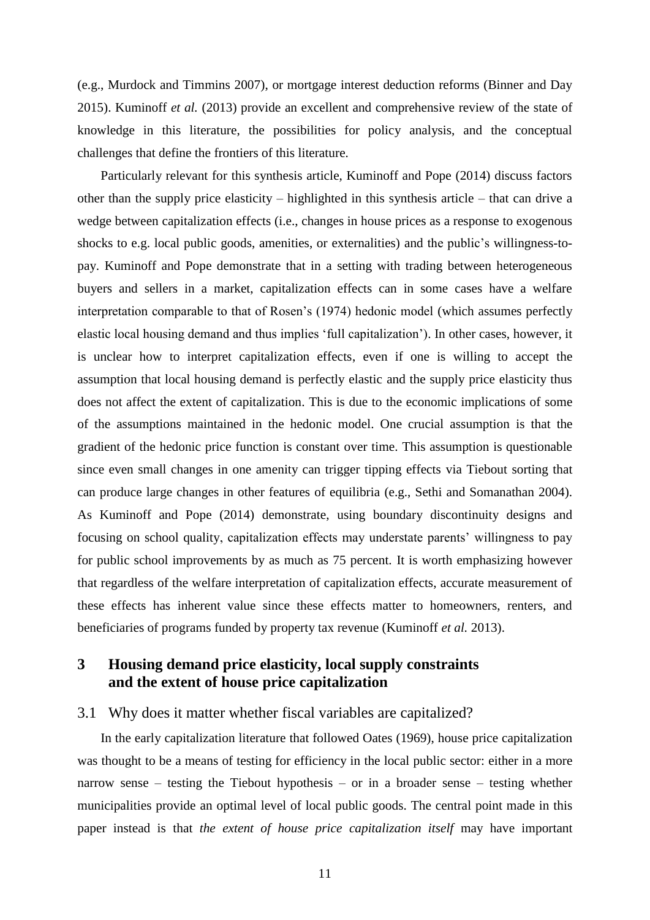(e.g., Murdock and Timmins 2007), or mortgage interest deduction reforms (Binner and Day 2015). Kuminoff *et al.* (2013) provide an excellent and comprehensive review of the state of knowledge in this literature, the possibilities for policy analysis, and the conceptual challenges that define the frontiers of this literature.

Particularly relevant for this synthesis article, Kuminoff and Pope (2014) discuss factors other than the supply price elasticity – highlighted in this synthesis article – that can drive a wedge between capitalization effects (i.e., changes in house prices as a response to exogenous shocks to e.g. local public goods, amenities, or externalities) and the public's willingness-to-pay. Kuminoff and Pope demonstrate that in a setting with trading between heterogeneous buyers and sellers in a market, capitalization effects can in some cases have a welfare interpretation comparable to that of Rosen's (1974) hedonic model (which assumes perfectly elastic local housing demand and thus implies 'full capitalization'). In other cases, however, it is unclear how to interpret capitalization effects, even if one is willing to accept the assumption that local housing demand is perfectly elastic and the supply price elasticity thus does not affect the extent of capitalization. This is due to the economic implications of some of the assumptions maintained in the hedonic model. One crucial assumption is that the gradient of the hedonic price function is constant over time. This assumption is questionable since even small changes in one amenity can trigger tipping effects via Tiebout sorting that can produce large changes in other features of equilibria (e.g., Sethi and Somanathan 2004). As Kuminoff and Pope (2014) demonstrate, using boundary discontinuity designs and focusing on school quality, capitalization effects may understate parents' willingness to pay for public school improvements by as much as 75 percent. It is worth emphasizing however that regardless of the welfare interpretation of capitalization effects, accurate measurement of these effects has inherent value since these effects matter to homeowners, renters, and beneficiaries of programs funded by property tax revenue (Kuminoff *et al.* 2013).

# 3 Housing demand price elasticity, local supply constraints and the extent of house price capitalization

## 3.1 Why does it matter whether fiscal variables are capitalized?

In the early capitalization literature that followed Oates (1969), house price capitalization was thought to be a means of testing for efficiency in the local public sector: either in a more narrow sense – testing the Tiebout hypothesis – or in a broader sense – testing whether municipalities provide an optimal level of local public goods. The central point made in this paper instead is that *the extent of house price capitalization itself* may have important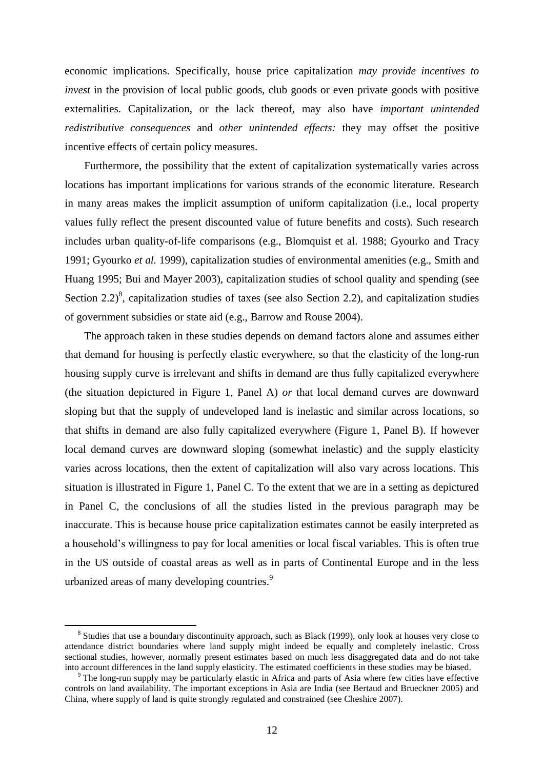economic implications. Specifically, house price capitalization *may provide incentives to invest* in the provision of local public goods, club goods or even private goods with positive externalities. Capitalization, or the lack thereof, may also have *important unintended redistributive consequences* and *other unintended effects:* they may offset the positive incentive effects of certain policy measures.

Furthermore, the possibility that the extent of capitalization systematically varies across locations has important implications for various strands of the economic literature. Research in many areas makes the implicit assumption of uniform capitalization (i.e., local property values fully reflect the present discounted value of future benefits and costs). Such research includes urban quality-of-life comparisons (e.g., Blomquist et al. 1988; Gyourko and Tracy 1991; Gyourko *et al.* 1999), capitalization studies of environmental amenities (e.g., Smith and Huang 1995; Bui and Mayer 2003), capitalization studies of school quality and spending (see Section 2.2)[8], capitalization studies of taxes (see also Section 2.2), and capitalization studies of government subsidies or state aid (e.g., Barrow and Rouse 2004).

The approach taken in these studies depends on demand factors alone and assumes either that demand for housing is perfectly elastic everywhere, so that the elasticity of the long-run housing supply curve is irrelevant and shifts in demand are thus fully capitalized everywhere (the situation depictured in Figure 1, Panel A) *or* that local demand curves are downward sloping but that the supply of undeveloped land is inelastic and similar across locations, so that shifts in demand are also fully capitalized everywhere (Figure 1, Panel B). If however local demand curves are downward sloping (somewhat inelastic) and the supply elasticity varies across locations, then the extent of capitalization will also vary across locations. This situation is illustrated in Figure 1, Panel C. To the extent that we are in a setting as depictured in Panel C, the conclusions of all the studies listed in the previous paragraph may be inaccurate. This is because house price capitalization estimates cannot be easily interpreted as a household's willingness to pay for local amenities or local fiscal variables. This is often true in the US outside of coastal areas as well as in parts of Continental Europe and in the less urbanized areas of many developing countries.[9]

---

[8] Studies that use a boundary discontinuity approach, such as Black (1999), only look at houses very close to attendance district boundaries where land supply might indeed be equally and completely inelastic. Cross sectional studies, however, normally present estimates based on much less disaggregated data and do not take into account differences in the land supply elasticity. The estimated coefficients in these studies may be biased.

[9] The long-run supply may be particularly elastic in Africa and parts of Asia where few cities have effective controls on land availability. The important exceptions in Asia are India (see Bertaud and Brueckner 2005) and China, where supply of land is quite strongly regulated and constrained (see Cheshire 2007).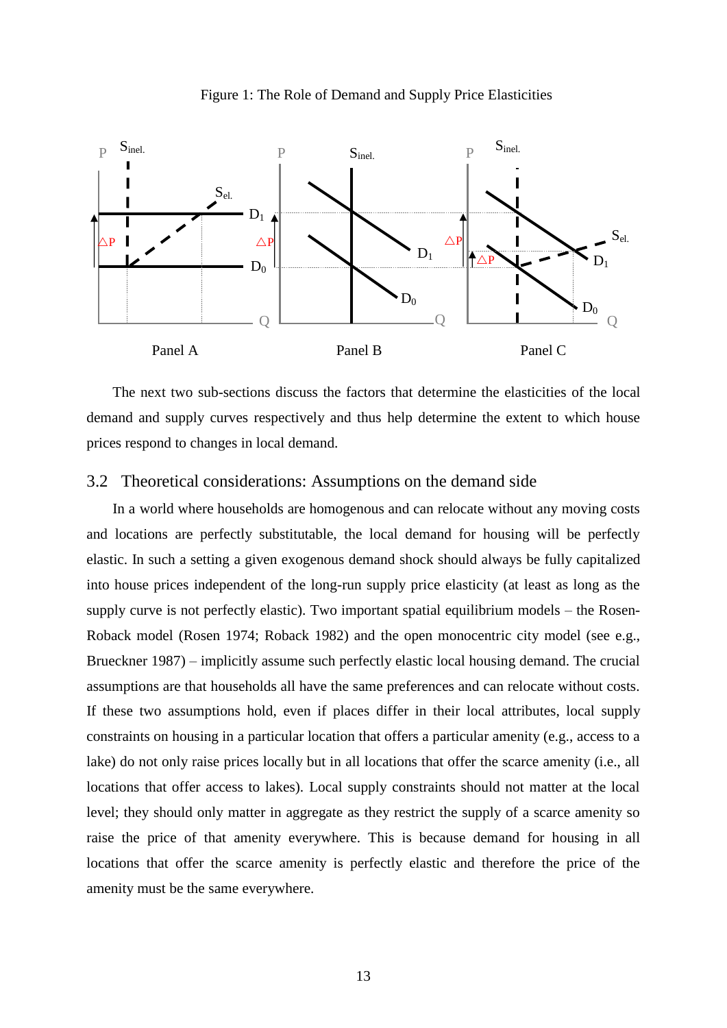Figure 1: The Role of Demand and Supply Price Elasticities

The next two sub-sections discuss the factors that determine the elasticities of the local demand and supply curves respectively and thus help determine the extent to which house prices respond to changes in local demand.

## 3.2 Theoretical considerations: Assumptions on the demand side

In a world where households are homogenous and can relocate without any moving costs and locations are perfectly substitutable, the local demand for housing will be perfectly elastic. In such a setting a given exogenous demand shock should always be fully capitalized into house prices independent of the long-run supply price elasticity (at least as long as the supply curve is not perfectly elastic). Two important spatial equilibrium models – the Rosen-Roback model (Rosen 1974; Roback 1982) and the open monocentric city model (see e.g., Brueckner 1987) – implicitly assume such perfectly elastic local housing demand. The crucial assumptions are that households all have the same preferences and can relocate without costs. If these two assumptions hold, even if places differ in their local attributes, local supply constraints on housing in a particular location that offers a particular amenity (e.g., access to a lake) do not only raise prices locally but in all locations that offer the scarce amenity (i.e., all locations that offer access to lakes). Local supply constraints should not matter at the local level; they should only matter in aggregate as they restrict the supply of a scarce amenity so raise the price of that amenity everywhere. This is because demand for housing in all locations that offer the scarce amenity is perfectly elastic and therefore the price of the amenity must be the same everywhere.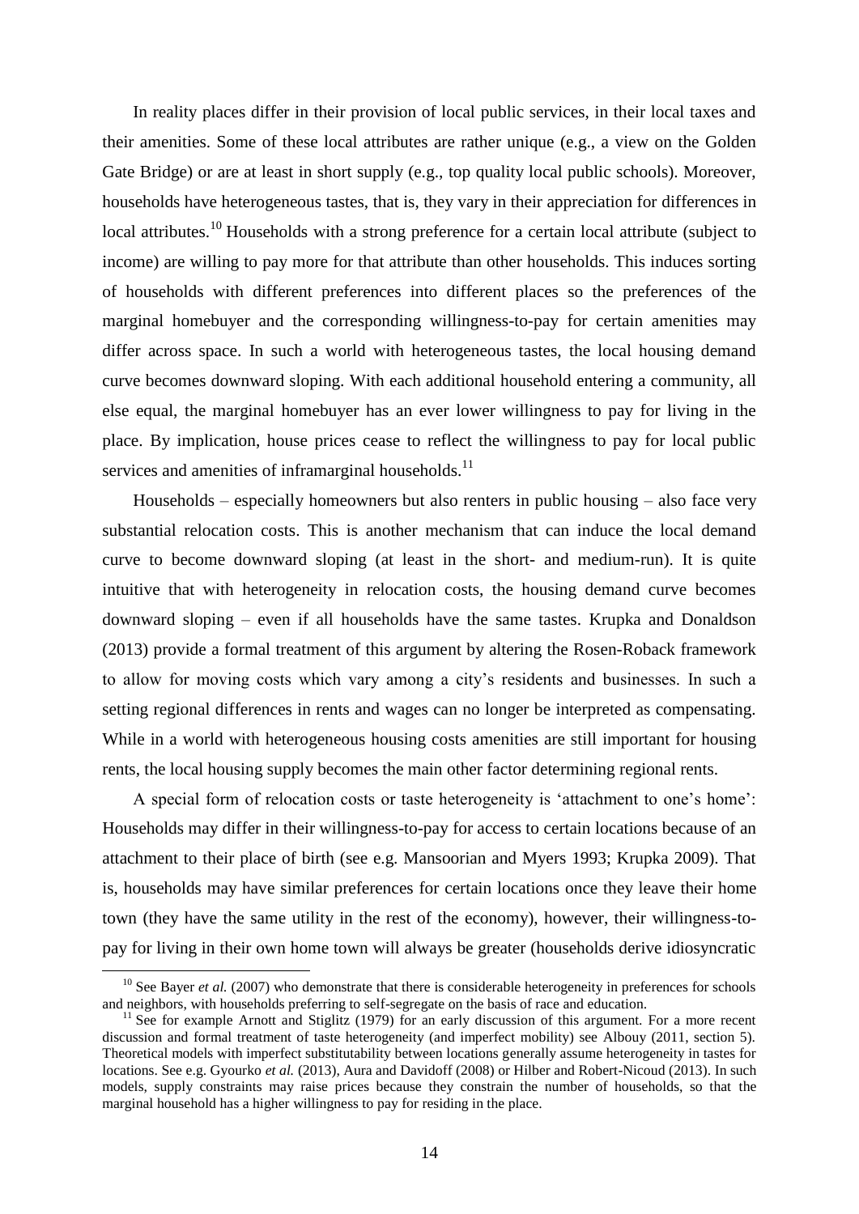In reality places differ in their provision of local public services, in their local taxes and their amenities. Some of these local attributes are rather unique (e.g., a view on the Golden Gate Bridge) or are at least in short supply (e.g., top quality local public schools). Moreover, households have heterogeneous tastes, that is, they vary in their appreciation for differences in local attributes.[10] Households with a strong preference for a certain local attribute (subject to income) are willing to pay more for that attribute than other households. This induces sorting of households with different preferences into different places so the preferences of the marginal homebuyer and the corresponding willingness-to-pay for certain amenities may differ across space. In such a world with heterogeneous tastes, the local housing demand curve becomes downward sloping. With each additional household entering a community, all else equal, the marginal homebuyer has an ever lower willingness to pay for living in the place. By implication, house prices cease to reflect the willingness to pay for local public services and amenities of inframarginal households.[11]

Households – especially homeowners but also renters in public housing – also face very substantial relocation costs. This is another mechanism that can induce the local demand curve to become downward sloping (at least in the short- and medium-run). It is quite intuitive that with heterogeneity in relocation costs, the housing demand curve becomes downward sloping – even if all households have the same tastes. Krupka and Donaldson (2013) provide a formal treatment of this argument by altering the Rosen-Roback framework to allow for moving costs which vary among a city's residents and businesses. In such a setting regional differences in rents and wages can no longer be interpreted as compensating. While in a world with heterogeneous housing costs amenities are still important for housing rents, the local housing supply becomes the main other factor determining regional rents.

A special form of relocation costs or taste heterogeneity is 'attachment to one's home': Households may differ in their willingness-to-pay for access to certain locations because of an attachment to their place of birth (see e.g. Mansoorian and Myers 1993; Krupka 2009). That is, households may have similar preferences for certain locations once they leave their home town (they have the same utility in the rest of the economy), however, their willingness-to-pay for living in their own home town will always be greater (households derive idiosyncratic

[10] See Bayer *et al.* (2007) who demonstrate that there is considerable heterogeneity in preferences for schools and neighbors, with households preferring to self-segregate on the basis of race and education.

[11] See for example Arnott and Stiglitz (1979) for an early discussion of this argument. For a more recent discussion and formal treatment of taste heterogeneity (and imperfect mobility) see Albouy (2011, section 5). Theoretical models with imperfect substitutability between locations generally assume heterogeneity in tastes for locations. See e.g. Gyourko *et al.* (2013), Aura and Davidoff (2008) or Hilber and Robert-Nicoud (2013). In such models, supply constraints may raise prices because they constrain the number of households, so that the marginal household has a higher willingness to pay for residing in the place.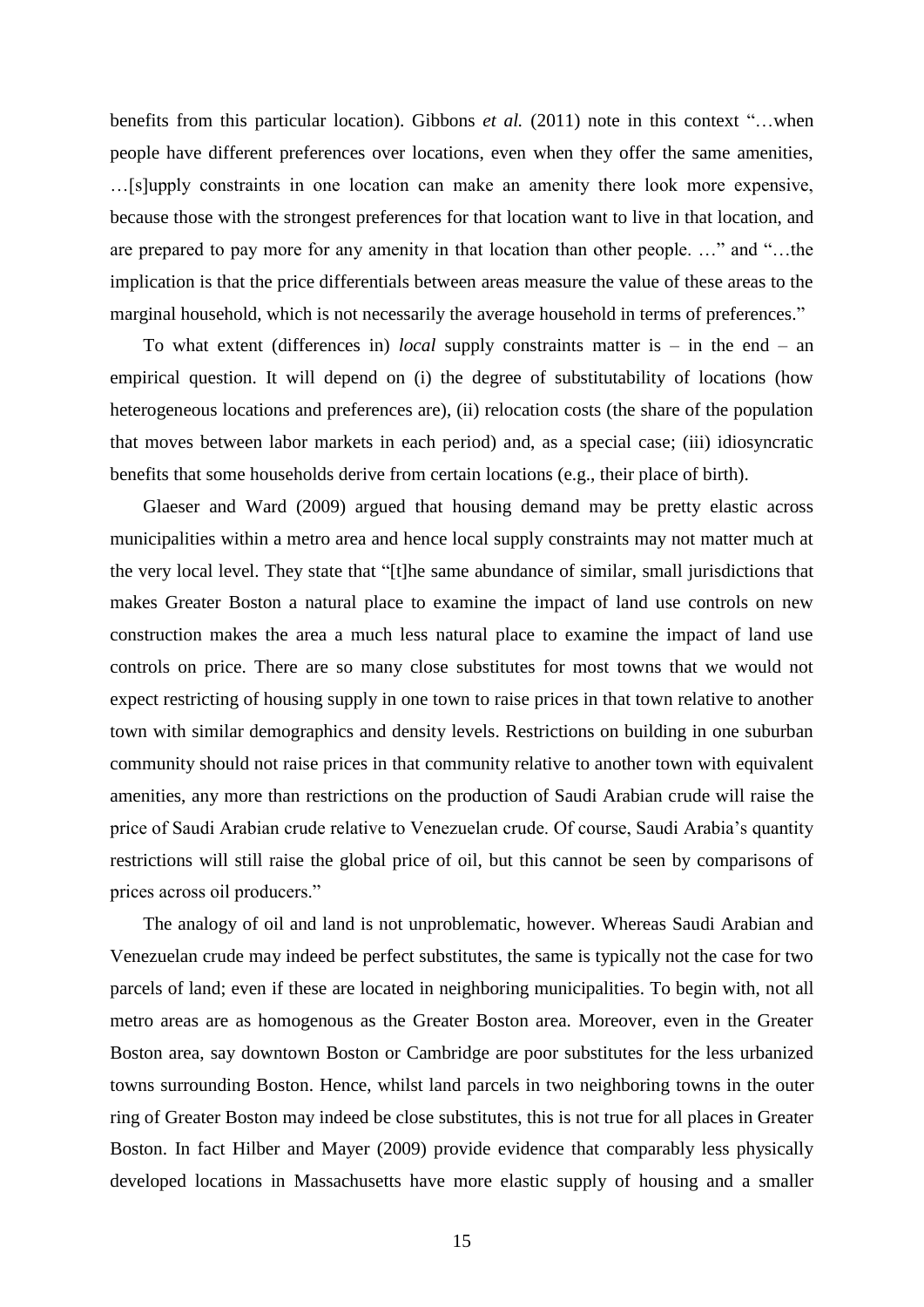benefits from this particular location). Gibbons *et al.* (2011) note in this context "…when people have different preferences over locations, even when they offer the same amenities, …[s]upply constraints in one location can make an amenity there look more expensive, because those with the strongest preferences for that location want to live in that location, and are prepared to pay more for any amenity in that location than other people. …" and "…the implication is that the price differentials between areas measure the value of these areas to the marginal household, which is not necessarily the average household in terms of preferences."

To what extent (differences in) *local* supply constraints matter is – in the end – an empirical question. It will depend on (i) the degree of substitutability of locations (how heterogeneous locations and preferences are), (ii) relocation costs (the share of the population that moves between labor markets in each period) and, as a special case; (iii) idiosyncratic benefits that some households derive from certain locations (e.g., their place of birth).

Glaeser and Ward (2009) argued that housing demand may be pretty elastic across municipalities within a metro area and hence local supply constraints may not matter much at the very local level. They state that "[t]he same abundance of similar, small jurisdictions that makes Greater Boston a natural place to examine the impact of land use controls on new construction makes the area a much less natural place to examine the impact of land use controls on price. There are so many close substitutes for most towns that we would not expect restricting of housing supply in one town to raise prices in that town relative to another town with similar demographics and density levels. Restrictions on building in one suburban community should not raise prices in that community relative to another town with equivalent amenities, any more than restrictions on the production of Saudi Arabian crude will raise the price of Saudi Arabian crude relative to Venezuelan crude. Of course, Saudi Arabia's quantity restrictions will still raise the global price of oil, but this cannot be seen by comparisons of prices across oil producers."

The analogy of oil and land is not unproblematic, however. Whereas Saudi Arabian and Venezuelan crude may indeed be perfect substitutes, the same is typically not the case for two parcels of land; even if these are located in neighboring municipalities. To begin with, not all metro areas are as homogenous as the Greater Boston area. Moreover, even in the Greater Boston area, say downtown Boston or Cambridge are poor substitutes for the less urbanized towns surrounding Boston. Hence, whilst land parcels in two neighboring towns in the outer ring of Greater Boston may indeed be close substitutes, this is not true for all places in Greater Boston. In fact Hilber and Mayer (2009) provide evidence that comparably less physically developed locations in Massachusetts have more elastic supply of housing and a smaller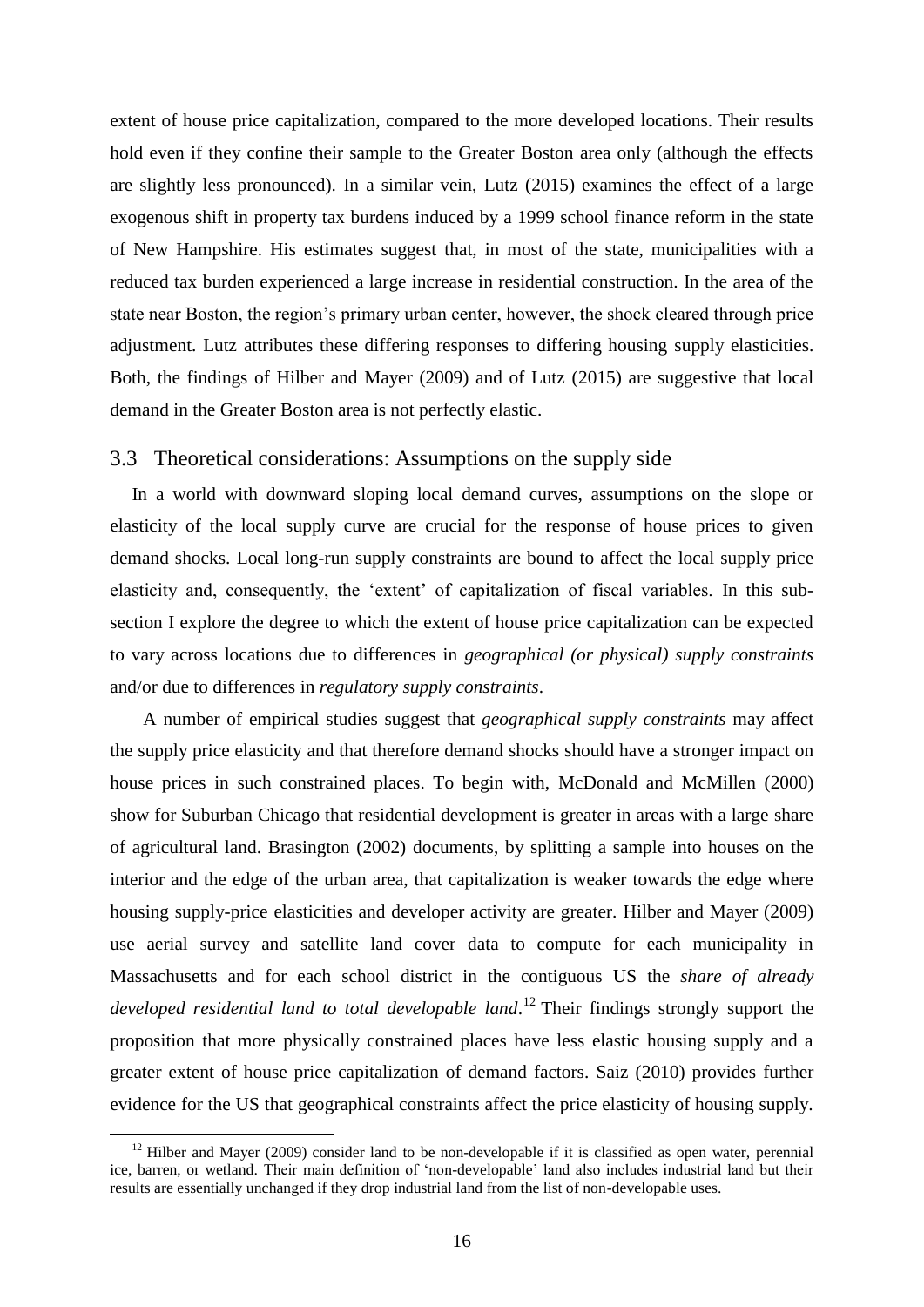extent of house price capitalization, compared to the more developed locations. Their results hold even if they confine their sample to the Greater Boston area only (although the effects are slightly less pronounced). In a similar vein, Lutz (2015) examines the effect of a large exogenous shift in property tax burdens induced by a 1999 school finance reform in the state of New Hampshire. His estimates suggest that, in most of the state, municipalities with a reduced tax burden experienced a large increase in residential construction. In the area of the state near Boston, the region's primary urban center, however, the shock cleared through price adjustment. Lutz attributes these differing responses to differing housing supply elasticities. Both, the findings of Hilber and Mayer (2009) and of Lutz (2015) are suggestive that local demand in the Greater Boston area is not perfectly elastic.

### 3.3 Theoretical considerations: Assumptions on the supply side

In a world with downward sloping local demand curves, assumptions on the slope or elasticity of the local supply curve are crucial for the response of house prices to given demand shocks. Local long-run supply constraints are bound to affect the local supply price elasticity and, consequently, the 'extent' of capitalization of fiscal variables. In this sub-section I explore the degree to which the extent of house price capitalization can be expected to vary across locations due to differences in *geographical (or physical) supply constraints* and/or due to differences in *regulatory supply constraints*.

A number of empirical studies suggest that *geographical supply constraints* may affect the supply price elasticity and that therefore demand shocks should have a stronger impact on house prices in such constrained places. To begin with, McDonald and McMillen (2000) show for Suburban Chicago that residential development is greater in areas with a large share of agricultural land. Brasington (2002) documents, by splitting a sample into houses on the interior and the edge of the urban area, that capitalization is weaker towards the edge where housing supply-price elasticities and developer activity are greater. Hilber and Mayer (2009) use aerial survey and satellite land cover data to compute for each municipality in Massachusetts and for each school district in the contiguous US the *share of already developed residential land to total developable land*.[12] Their findings strongly support the proposition that more physically constrained places have less elastic housing supply and a greater extent of house price capitalization of demand factors. Saiz (2010) provides further evidence for the US that geographical constraints affect the price elasticity of housing supply.

[12] Hilber and Mayer (2009) consider land to be non-developable if it is classified as open water, perennial ice, barren, or wetland. Their main definition of 'non-developable' land also includes industrial land but their results are essentially unchanged if they drop industrial land from the list of non-developable uses.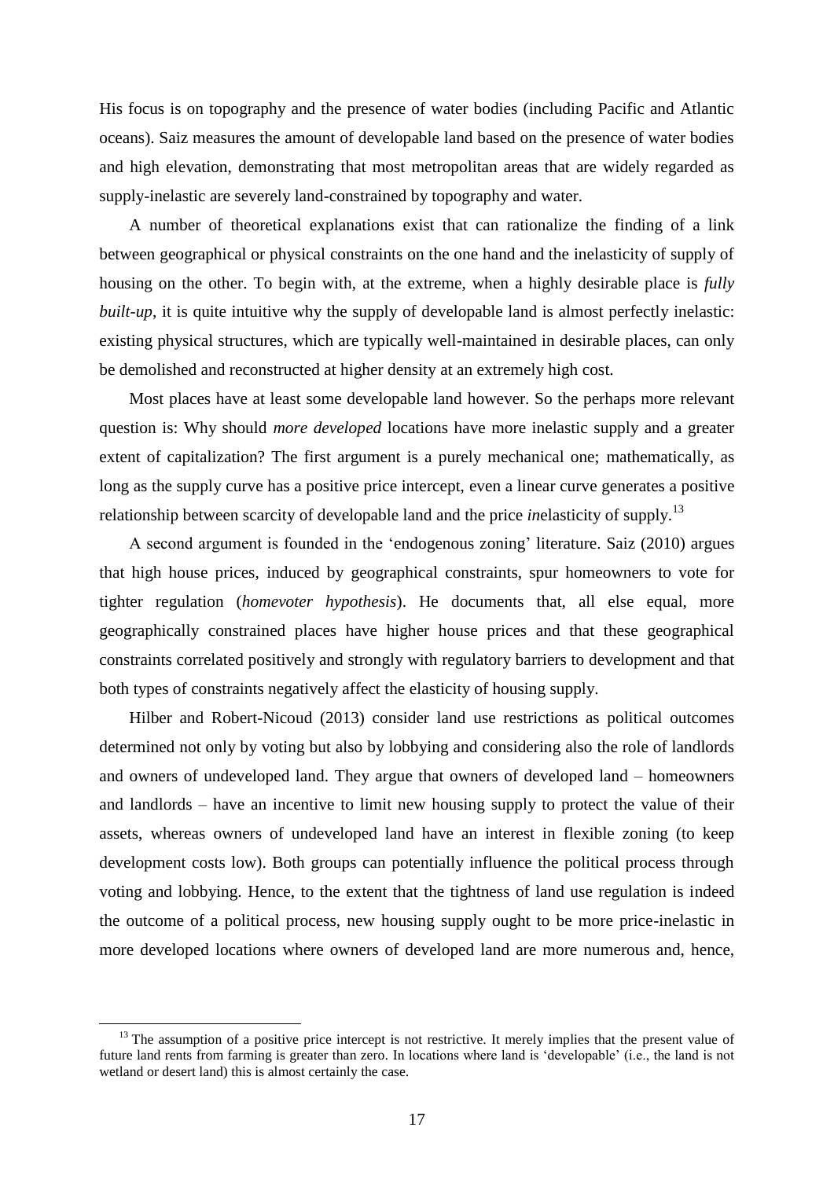His focus is on topography and the presence of water bodies (including Pacific and Atlantic oceans). Saiz measures the amount of developable land based on the presence of water bodies and high elevation, demonstrating that most metropolitan areas that are widely regarded as supply-inelastic are severely land-constrained by topography and water.

A number of theoretical explanations exist that can rationalize the finding of a link between geographical or physical constraints on the one hand and the inelasticity of supply of housing on the other. To begin with, at the extreme, when a highly desirable place is *fully built-up*, it is quite intuitive why the supply of developable land is almost perfectly inelastic: existing physical structures, which are typically well-maintained in desirable places, can only be demolished and reconstructed at higher density at an extremely high cost.

Most places have at least some developable land however. So the perhaps more relevant question is: Why should *more developed* locations have more inelastic supply and a greater extent of capitalization? The first argument is a purely mechanical one; mathematically, as long as the supply curve has a positive price intercept, even a linear curve generates a positive relationship between scarcity of developable land and the price *in*elasticity of supply.[13]

A second argument is founded in the 'endogenous zoning' literature. Saiz (2010) argues that high house prices, induced by geographical constraints, spur homeowners to vote for tighter regulation (*homevoter hypothesis*). He documents that, all else equal, more geographically constrained places have higher house prices and that these geographical constraints correlated positively and strongly with regulatory barriers to development and that both types of constraints negatively affect the elasticity of housing supply.

Hilber and Robert-Nicoud (2013) consider land use restrictions as political outcomes determined not only by voting but also by lobbying and considering also the role of landlords and owners of undeveloped land. They argue that owners of developed land – homeowners and landlords – have an incentive to limit new housing supply to protect the value of their assets, whereas owners of undeveloped land have an interest in flexible zoning (to keep development costs low). Both groups can potentially influence the political process through voting and lobbying. Hence, to the extent that the tightness of land use regulation is indeed the outcome of a political process, new housing supply ought to be more price-inelastic in more developed locations where owners of developed land are more numerous and, hence,

[13] The assumption of a positive price intercept is not restrictive. It merely implies that the present value of future land rents from farming is greater than zero. In locations where land is 'developable' (i.e., the land is not wetland or desert land) this is almost certainly the case.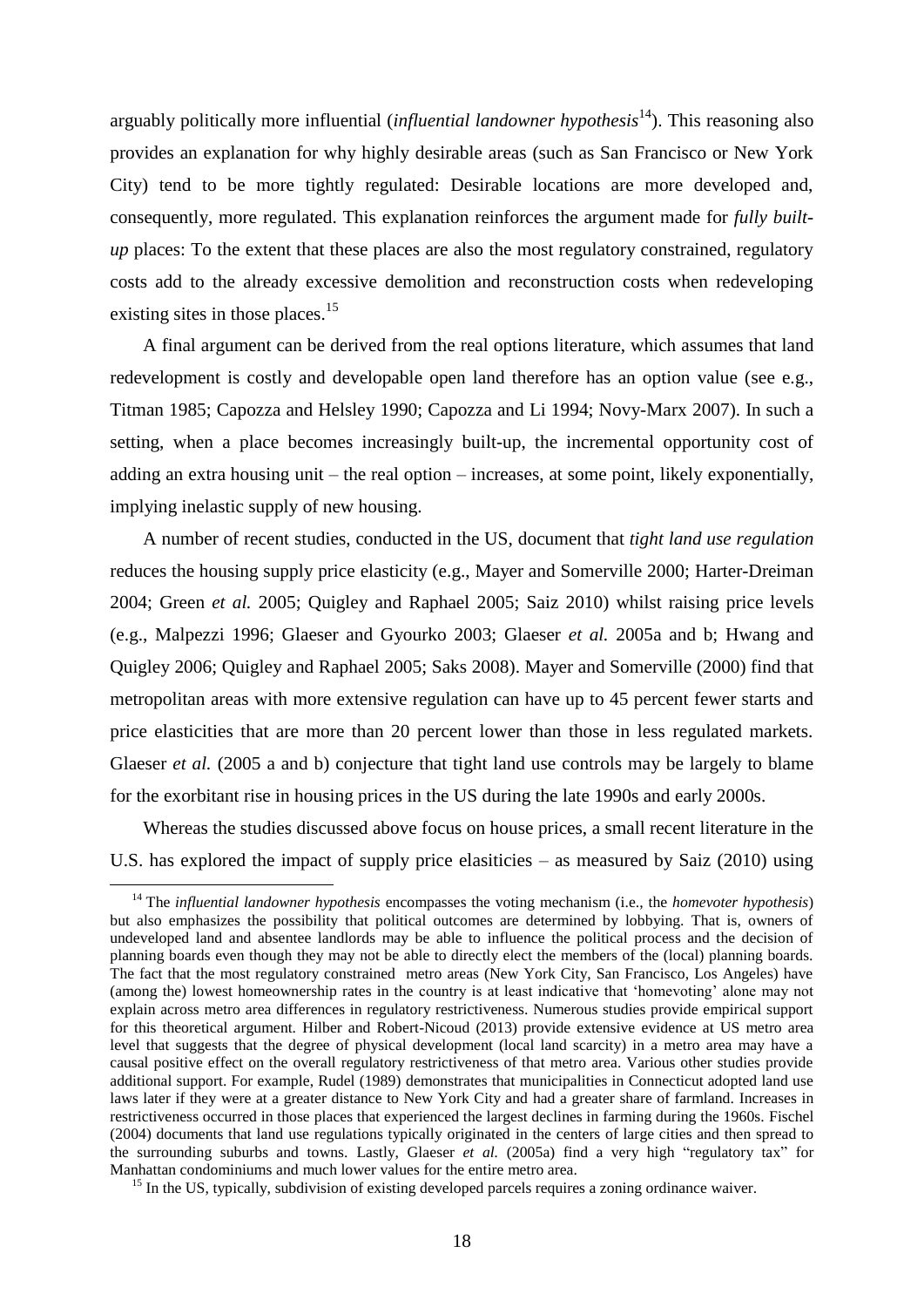arguably politically more influential (*influential landowner hypothesis*[14]). This reasoning also provides an explanation for why highly desirable areas (such as San Francisco or New York City) tend to be more tightly regulated: Desirable locations are more developed and, consequently, more regulated. This explanation reinforces the argument made for *fully built-up* places: To the extent that these places are also the most regulatory constrained, regulatory costs add to the already excessive demolition and reconstruction costs when redeveloping existing sites in those places.[15]

A final argument can be derived from the real options literature, which assumes that land redevelopment is costly and developable open land therefore has an option value (see e.g., Titman 1985; Capozza and Helsley 1990; Capozza and Li 1994; Novy-Marx 2007). In such a setting, when a place becomes increasingly built-up, the incremental opportunity cost of adding an extra housing unit – the real option – increases, at some point, likely exponentially, implying inelastic supply of new housing.

A number of recent studies, conducted in the US, document that *tight land use regulation* reduces the housing supply price elasticity (e.g., Mayer and Somerville 2000; Harter-Dreiman 2004; Green *et al.* 2005; Quigley and Raphael 2005; Saiz 2010) whilst raising price levels (e.g., Malpezzi 1996; Glaeser and Gyourko 2003; Glaeser *et al.* 2005a and b; Hwang and Quigley 2006; Quigley and Raphael 2005; Saks 2008). Mayer and Somerville (2000) find that metropolitan areas with more extensive regulation can have up to 45 percent fewer starts and price elasticities that are more than 20 percent lower than those in less regulated markets. Glaeser *et al.* (2005 a and b) conjecture that tight land use controls may be largely to blame for the exorbitant rise in housing prices in the US during the late 1990s and early 2000s.

Whereas the studies discussed above focus on house prices, a small recent literature in the U.S. has explored the impact of supply price elasiticies – as measured by Saiz (2010) using

[14] The *influential landowner hypothesis* encompasses the voting mechanism (i.e., the *homevoter hypothesis*) but also emphasizes the possibility that political outcomes are determined by lobbying. That is, owners of undeveloped land and absentee landlords may be able to influence the political process and the decision of planning boards even though they may not be able to directly elect the members of the (local) planning boards. The fact that the most regulatory constrained metro areas (New York City, San Francisco, Los Angeles) have (among the) lowest homeownership rates in the country is at least indicative that 'homevoting' alone may not explain across metro area differences in regulatory restrictiveness. Numerous studies provide empirical support for this theoretical argument. Hilber and Robert-Nicoud (2013) provide extensive evidence at US metro area level that suggests that the degree of physical development (local land scarcity) in a metro area may have a causal positive effect on the overall regulatory restrictiveness of that metro area. Various other studies provide additional support. For example, Rudel (1989) demonstrates that municipalities in Connecticut adopted land use laws later if they were at a greater distance to New York City and had a greater share of farmland. Increases in restrictiveness occurred in those places that experienced the largest declines in farming during the 1960s. Fischel (2004) documents that land use regulations typically originated in the centers of large cities and then spread to the surrounding suburbs and towns. Lastly, Glaeser *et al.* (2005a) find a very high "regulatory tax" for Manhattan condominiums and much lower values for the entire metro area.

[15] In the US, typically, subdivision of existing developed parcels requires a zoning ordinance waiver.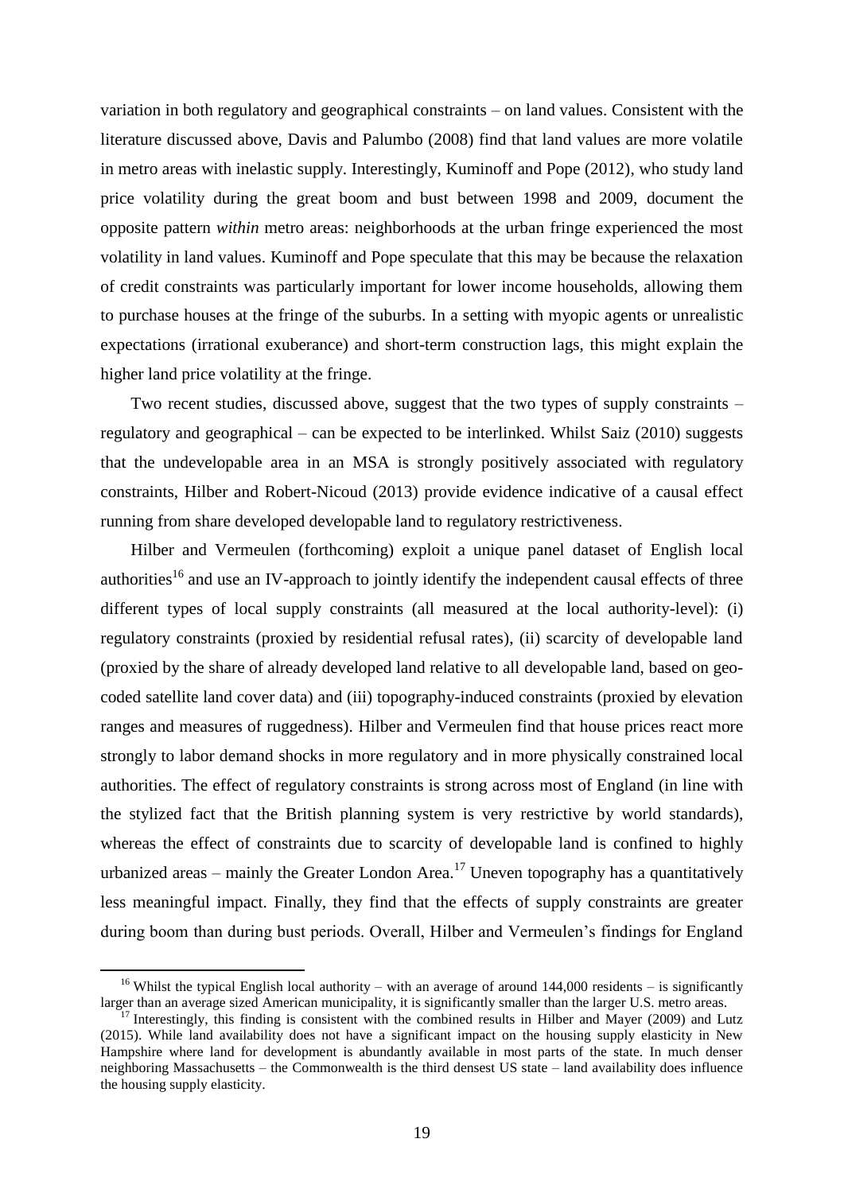variation in both regulatory and geographical constraints – on land values. Consistent with the literature discussed above, Davis and Palumbo (2008) find that land values are more volatile in metro areas with inelastic supply. Interestingly, Kuminoff and Pope (2012), who study land price volatility during the great boom and bust between 1998 and 2009, document the opposite pattern *within* metro areas: neighborhoods at the urban fringe experienced the most volatility in land values. Kuminoff and Pope speculate that this may be because the relaxation of credit constraints was particularly important for lower income households, allowing them to purchase houses at the fringe of the suburbs. In a setting with myopic agents or unrealistic expectations (irrational exuberance) and short-term construction lags, this might explain the higher land price volatility at the fringe.

Two recent studies, discussed above, suggest that the two types of supply constraints – regulatory and geographical – can be expected to be interlinked. Whilst Saiz (2010) suggests that the undevelopable area in an MSA is strongly positively associated with regulatory constraints, Hilber and Robert-Nicoud (2013) provide evidence indicative of a causal effect running from share developed developable land to regulatory restrictiveness.

Hilber and Vermeulen (forthcoming) exploit a unique panel dataset of English local authorities[16] and use an IV-approach to jointly identify the independent causal effects of three different types of local supply constraints (all measured at the local authority-level): (i) regulatory constraints (proxied by residential refusal rates), (ii) scarcity of developable land (proxied by the share of already developed land relative to all developable land, based on geo-coded satellite land cover data) and (iii) topography-induced constraints (proxied by elevation ranges and measures of ruggedness). Hilber and Vermeulen find that house prices react more strongly to labor demand shocks in more regulatory and in more physically constrained local authorities. The effect of regulatory constraints is strong across most of England (in line with the stylized fact that the British planning system is very restrictive by world standards), whereas the effect of constraints due to scarcity of developable land is confined to highly urbanized areas – mainly the Greater London Area.[17] Uneven topography has a quantitatively less meaningful impact. Finally, they find that the effects of supply constraints are greater during boom than during bust periods. Overall, Hilber and Vermeulen's findings for England

---

[16] Whilst the typical English local authority – with an average of around 144,000 residents – is significantly larger than an average sized American municipality, it is significantly smaller than the larger U.S. metro areas.

[17] Interestingly, this finding is consistent with the combined results in Hilber and Mayer (2009) and Lutz (2015). While land availability does not have a significant impact on the housing supply elasticity in New Hampshire where land for development is abundantly available in most parts of the state. In much denser neighboring Massachusetts – the Commonwealth is the third densest US state – land availability does influence the housing supply elasticity.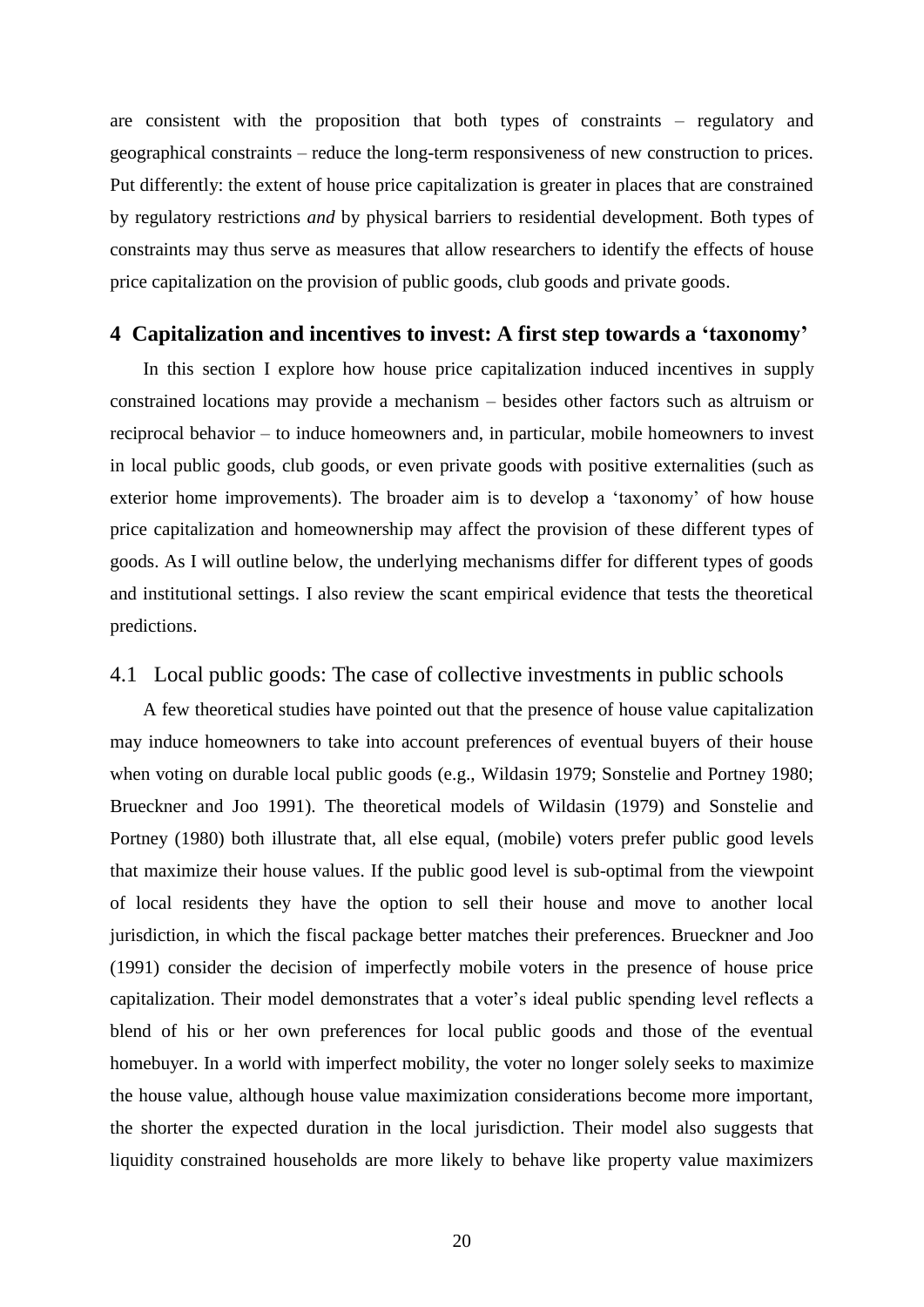are consistent with the proposition that both types of constraints – regulatory and geographical constraints – reduce the long-term responsiveness of new construction to prices. Put differently: the extent of house price capitalization is greater in places that are constrained by regulatory restrictions *and* by physical barriers to residential development. Both types of constraints may thus serve as measures that allow researchers to identify the effects of house price capitalization on the provision of public goods, club goods and private goods.

## 4 Capitalization and incentives to invest: A first step towards a 'taxonomy'

In this section I explore how house price capitalization induced incentives in supply constrained locations may provide a mechanism – besides other factors such as altruism or reciprocal behavior – to induce homeowners and, in particular, mobile homeowners to invest in local public goods, club goods, or even private goods with positive externalities (such as exterior home improvements). The broader aim is to develop a 'taxonomy' of how house price capitalization and homeownership may affect the provision of these different types of goods. As I will outline below, the underlying mechanisms differ for different types of goods and institutional settings. I also review the scant empirical evidence that tests the theoretical predictions.

### 4.1 Local public goods: The case of collective investments in public schools

A few theoretical studies have pointed out that the presence of house value capitalization may induce homeowners to take into account preferences of eventual buyers of their house when voting on durable local public goods (e.g., Wildasin 1979; Sonstelie and Portney 1980; Brueckner and Joo 1991). The theoretical models of Wildasin (1979) and Sonstelie and Portney (1980) both illustrate that, all else equal, (mobile) voters prefer public good levels that maximize their house values. If the public good level is sub-optimal from the viewpoint of local residents they have the option to sell their house and move to another local jurisdiction, in which the fiscal package better matches their preferences. Brueckner and Joo (1991) consider the decision of imperfectly mobile voters in the presence of house price capitalization. Their model demonstrates that a voter's ideal public spending level reflects a blend of his or her own preferences for local public goods and those of the eventual homebuyer. In a world with imperfect mobility, the voter no longer solely seeks to maximize the house value, although house value maximization considerations become more important, the shorter the expected duration in the local jurisdiction. Their model also suggests that liquidity constrained households are more likely to behave like property value maximizers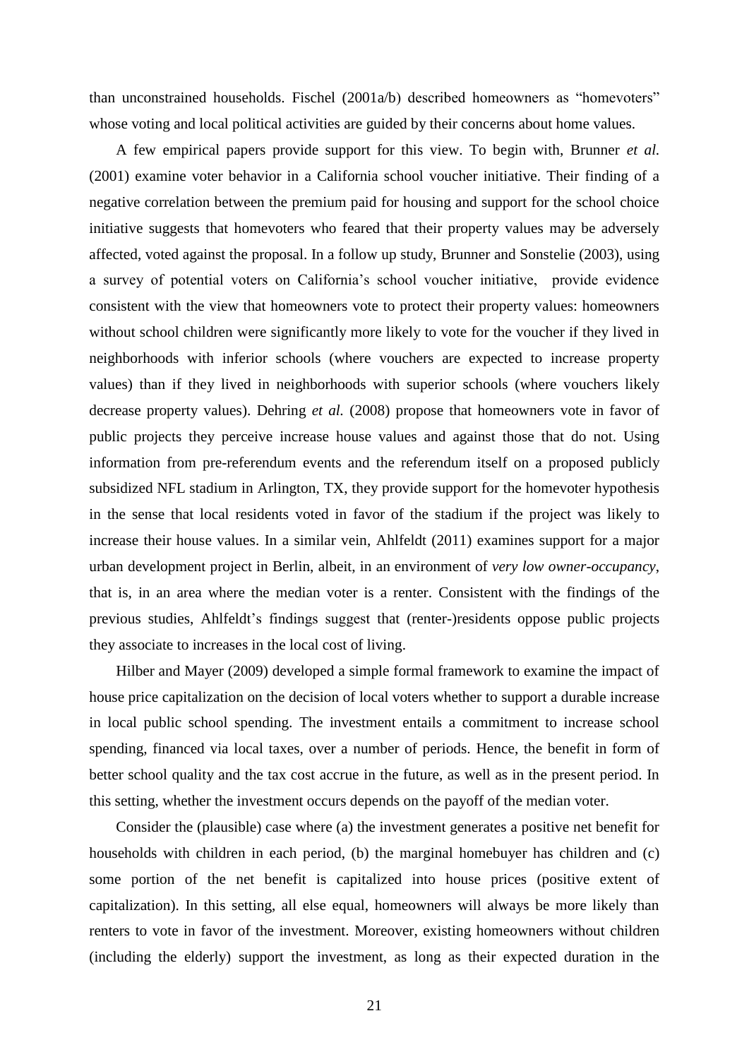than unconstrained households. Fischel (2001a/b) described homeowners as "homevoters" whose voting and local political activities are guided by their concerns about home values.

A few empirical papers provide support for this view. To begin with, Brunner *et al.* (2001) examine voter behavior in a California school voucher initiative. Their finding of a negative correlation between the premium paid for housing and support for the school choice initiative suggests that homevoters who feared that their property values may be adversely affected, voted against the proposal. In a follow up study, Brunner and Sonstelie (2003), using a survey of potential voters on California's school voucher initiative, provide evidence consistent with the view that homeowners vote to protect their property values: homeowners without school children were significantly more likely to vote for the voucher if they lived in neighborhoods with inferior schools (where vouchers are expected to increase property values) than if they lived in neighborhoods with superior schools (where vouchers likely decrease property values). Dehring *et al.* (2008) propose that homeowners vote in favor of public projects they perceive increase house values and against those that do not. Using information from pre-referendum events and the referendum itself on a proposed publicly subsidized NFL stadium in Arlington, TX, they provide support for the homevoter hypothesis in the sense that local residents voted in favor of the stadium if the project was likely to increase their house values. In a similar vein, Ahlfeldt (2011) examines support for a major urban development project in Berlin, albeit, in an environment of *very low owner-occupancy*, that is, in an area where the median voter is a renter. Consistent with the findings of the previous studies, Ahlfeldt's findings suggest that (renter-)residents oppose public projects they associate to increases in the local cost of living.

Hilber and Mayer (2009) developed a simple formal framework to examine the impact of house price capitalization on the decision of local voters whether to support a durable increase in local public school spending. The investment entails a commitment to increase school spending, financed via local taxes, over a number of periods. Hence, the benefit in form of better school quality and the tax cost accrue in the future, as well as in the present period. In this setting, whether the investment occurs depends on the payoff of the median voter.

Consider the (plausible) case where (a) the investment generates a positive net benefit for households with children in each period, (b) the marginal homebuyer has children and (c) some portion of the net benefit is capitalized into house prices (positive extent of capitalization). In this setting, all else equal, homeowners will always be more likely than renters to vote in favor of the investment. Moreover, existing homeowners without children (including the elderly) support the investment, as long as their expected duration in the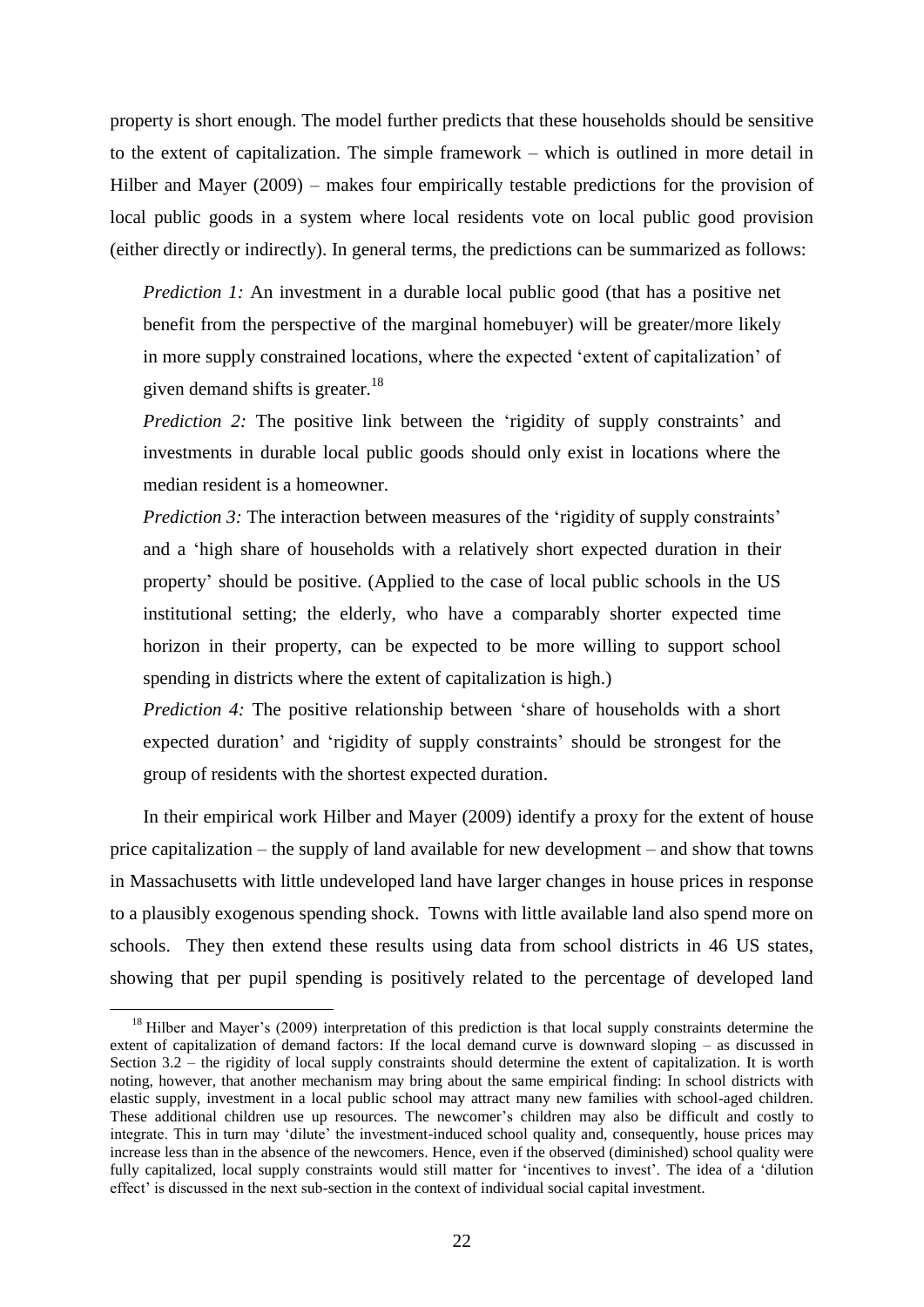property is short enough. The model further predicts that these households should be sensitive to the extent of capitalization. The simple framework – which is outlined in more detail in Hilber and Mayer (2009) – makes four empirically testable predictions for the provision of local public goods in a system where local residents vote on local public good provision (either directly or indirectly). In general terms, the predictions can be summarized as follows:

*Prediction 1:* An investment in a durable local public good (that has a positive net benefit from the perspective of the marginal homebuyer) will be greater/more likely in more supply constrained locations, where the expected 'extent of capitalization' of given demand shifts is greater.[18]

*Prediction 2:* The positive link between the 'rigidity of supply constraints' and investments in durable local public goods should only exist in locations where the median resident is a homeowner.

*Prediction 3:* The interaction between measures of the 'rigidity of supply constraints' and a 'high share of households with a relatively short expected duration in their property' should be positive. (Applied to the case of local public schools in the US institutional setting; the elderly, who have a comparably shorter expected time horizon in their property, can be expected to be more willing to support school spending in districts where the extent of capitalization is high.)

*Prediction 4:* The positive relationship between 'share of households with a short expected duration' and 'rigidity of supply constraints' should be strongest for the group of residents with the shortest expected duration.

In their empirical work Hilber and Mayer (2009) identify a proxy for the extent of house price capitalization – the supply of land available for new development – and show that towns in Massachusetts with little undeveloped land have larger changes in house prices in response to a plausibly exogenous spending shock. Towns with little available land also spend more on schools. They then extend these results using data from school districts in 46 US states, showing that per pupil spending is positively related to the percentage of developed land

[18] Hilber and Mayer's (2009) interpretation of this prediction is that local supply constraints determine the extent of capitalization of demand factors: If the local demand curve is downward sloping – as discussed in Section 3.2 – the rigidity of local supply constraints should determine the extent of capitalization. It is worth noting, however, that another mechanism may bring about the same empirical finding: In school districts with elastic supply, investment in a local public school may attract many new families with school-aged children. These additional children use up resources. The newcomer's children may also be difficult and costly to integrate. This in turn may 'dilute' the investment-induced school quality and, consequently, house prices may increase less than in the absence of the newcomers. Hence, even if the observed (diminished) school quality were fully capitalized, local supply constraints would still matter for 'incentives to invest'. The idea of a 'dilution effect' is discussed in the next sub-section in the context of individual social capital investment.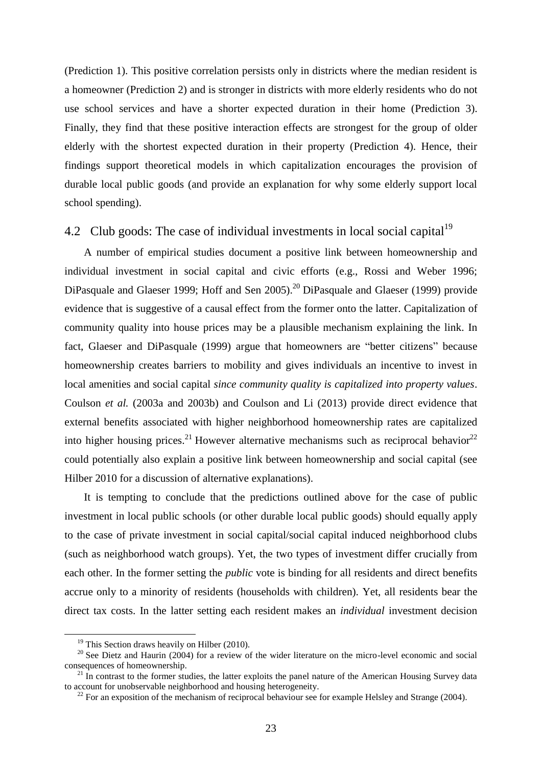(Prediction 1). This positive correlation persists only in districts where the median resident is a homeowner (Prediction 2) and is stronger in districts with more elderly residents who do not use school services and have a shorter expected duration in their home (Prediction 3). Finally, they find that these positive interaction effects are strongest for the group of older elderly with the shortest expected duration in their property (Prediction 4). Hence, their findings support theoretical models in which capitalization encourages the provision of durable local public goods (and provide an explanation for why some elderly support local school spending).

## 4.2 Club goods: The case of individual investments in local social capital[19]

A number of empirical studies document a positive link between homeownership and individual investment in social capital and civic efforts (e.g., Rossi and Weber 1996; DiPasquale and Glaeser 1999; Hoff and Sen 2005).[20] DiPasquale and Glaeser (1999) provide evidence that is suggestive of a causal effect from the former onto the latter. Capitalization of community quality into house prices may be a plausible mechanism explaining the link. In fact, Glaeser and DiPasquale (1999) argue that homeowners are "better citizens" because homeownership creates barriers to mobility and gives individuals an incentive to invest in local amenities and social capital *since community quality is capitalized into property values*. Coulson *et al.* (2003a and 2003b) and Coulson and Li (2013) provide direct evidence that external benefits associated with higher neighborhood homeownership rates are capitalized into higher housing prices.[21] However alternative mechanisms such as reciprocal behavior[22] could potentially also explain a positive link between homeownership and social capital (see Hilber 2010 for a discussion of alternative explanations).

It is tempting to conclude that the predictions outlined above for the case of public investment in local public schools (or other durable local public goods) should equally apply to the case of private investment in social capital/social capital induced neighborhood clubs (such as neighborhood watch groups). Yet, the two types of investment differ crucially from each other. In the former setting the *public* vote is binding for all residents and direct benefits accrue only to a minority of residents (households with children). Yet, all residents bear the direct tax costs. In the latter setting each resident makes an *individual* investment decision

[19] This Section draws heavily on Hilber (2010).

[20] See Dietz and Haurin (2004) for a review of the wider literature on the micro-level economic and social consequences of homeownership.

[21] In contrast to the former studies, the latter exploits the panel nature of the American Housing Survey data to account for unobservable neighborhood and housing heterogeneity.

[22] For an exposition of the mechanism of reciprocal behaviour see for example Helsley and Strange (2004).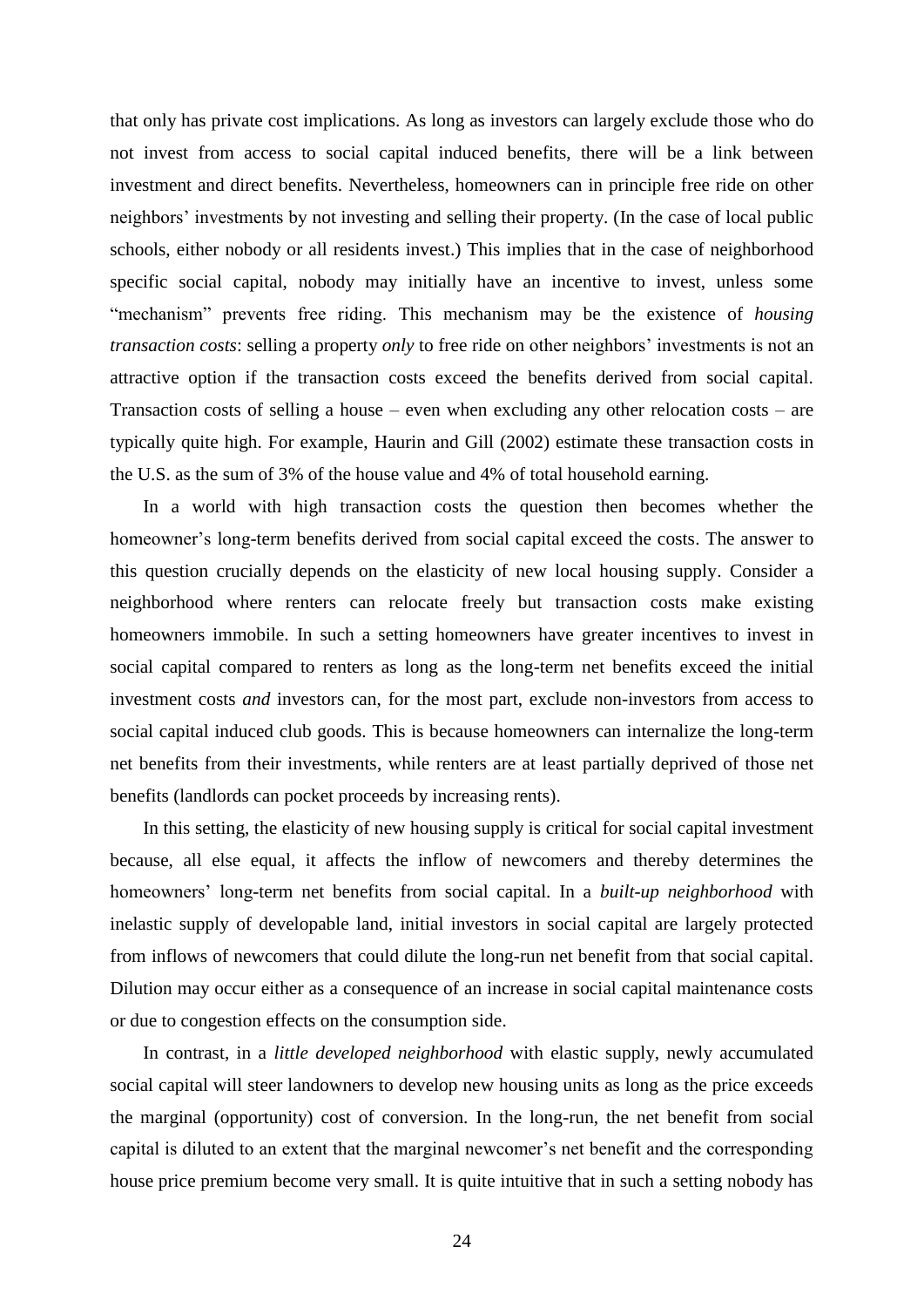that only has private cost implications. As long as investors can largely exclude those who do not invest from access to social capital induced benefits, there will be a link between investment and direct benefits. Nevertheless, homeowners can in principle free ride on other neighbors' investments by not investing and selling their property. (In the case of local public schools, either nobody or all residents invest.) This implies that in the case of neighborhood specific social capital, nobody may initially have an incentive to invest, unless some "mechanism" prevents free riding. This mechanism may be the existence of *housing transaction costs*: selling a property *only* to free ride on other neighbors' investments is not an attractive option if the transaction costs exceed the benefits derived from social capital. Transaction costs of selling a house – even when excluding any other relocation costs – are typically quite high. For example, Haurin and Gill (2002) estimate these transaction costs in the U.S. as the sum of 3% of the house value and 4% of total household earning.

In a world with high transaction costs the question then becomes whether the homeowner's long-term benefits derived from social capital exceed the costs. The answer to this question crucially depends on the elasticity of new local housing supply. Consider a neighborhood where renters can relocate freely but transaction costs make existing homeowners immobile. In such a setting homeowners have greater incentives to invest in social capital compared to renters as long as the long-term net benefits exceed the initial investment costs *and* investors can, for the most part, exclude non-investors from access to social capital induced club goods. This is because homeowners can internalize the long-term net benefits from their investments, while renters are at least partially deprived of those net benefits (landlords can pocket proceeds by increasing rents).

In this setting, the elasticity of new housing supply is critical for social capital investment because, all else equal, it affects the inflow of newcomers and thereby determines the homeowners' long-term net benefits from social capital. In a *built-up neighborhood* with inelastic supply of developable land, initial investors in social capital are largely protected from inflows of newcomers that could dilute the long-run net benefit from that social capital. Dilution may occur either as a consequence of an increase in social capital maintenance costs or due to congestion effects on the consumption side.

In contrast, in a *little developed neighborhood* with elastic supply, newly accumulated social capital will steer landowners to develop new housing units as long as the price exceeds the marginal (opportunity) cost of conversion. In the long-run, the net benefit from social capital is diluted to an extent that the marginal newcomer's net benefit and the corresponding house price premium become very small. It is quite intuitive that in such a setting nobody has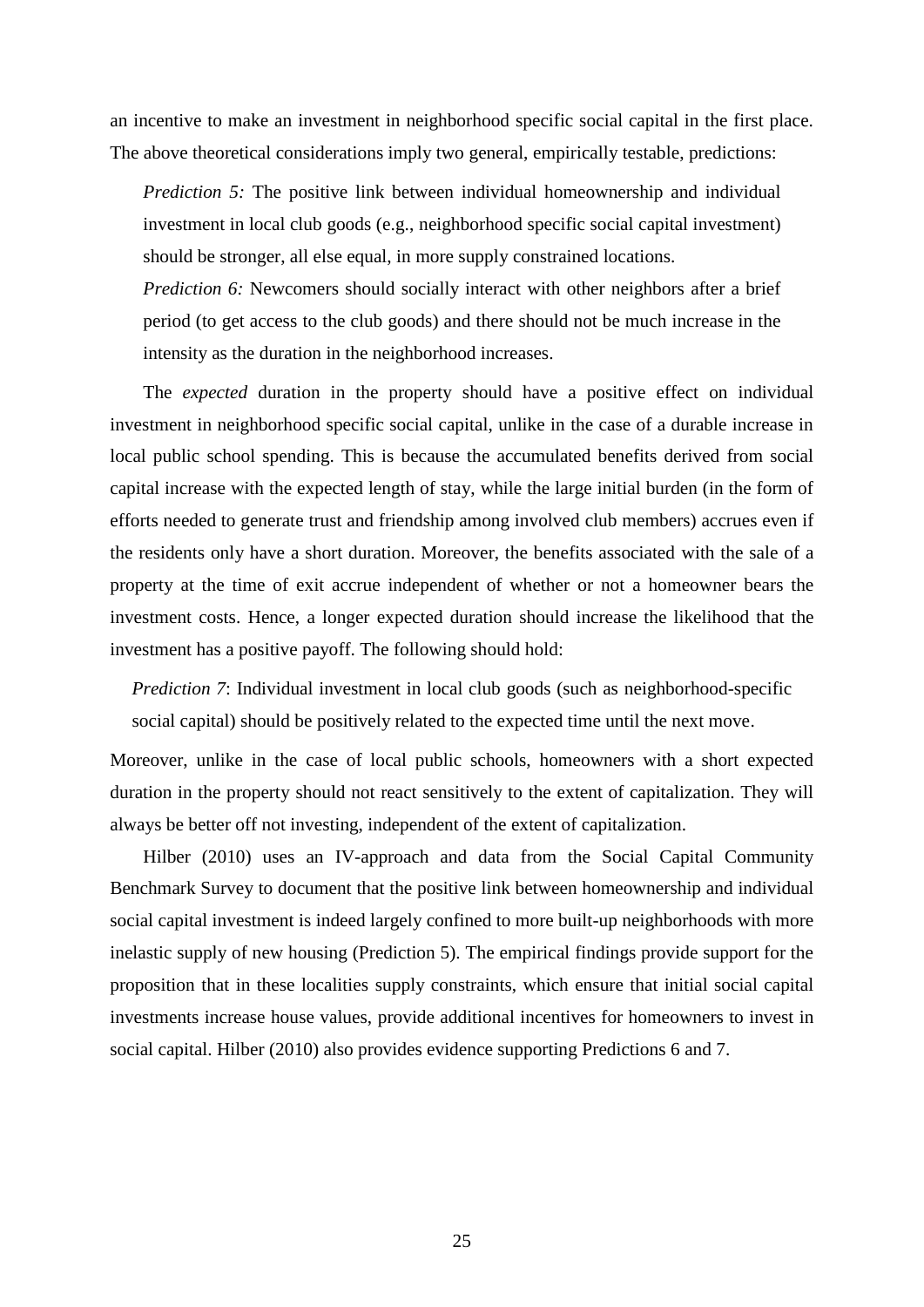an incentive to make an investment in neighborhood specific social capital in the first place. The above theoretical considerations imply two general, empirically testable, predictions:

> *Prediction 5:* The positive link between individual homeownership and individual investment in local club goods (e.g., neighborhood specific social capital investment) should be stronger, all else equal, in more supply constrained locations.
>
> *Prediction 6:* Newcomers should socially interact with other neighbors after a brief period (to get access to the club goods) and there should not be much increase in the intensity as the duration in the neighborhood increases.

The *expected* duration in the property should have a positive effect on individual investment in neighborhood specific social capital, unlike in the case of a durable increase in local public school spending. This is because the accumulated benefits derived from social capital increase with the expected length of stay, while the large initial burden (in the form of efforts needed to generate trust and friendship among involved club members) accrues even if the residents only have a short duration. Moreover, the benefits associated with the sale of a property at the time of exit accrue independent of whether or not a homeowner bears the investment costs. Hence, a longer expected duration should increase the likelihood that the investment has a positive payoff. The following should hold:

> *Prediction 7*: Individual investment in local club goods (such as neighborhood-specific social capital) should be positively related to the expected time until the next move.

Moreover, unlike in the case of local public schools, homeowners with a short expected duration in the property should not react sensitively to the extent of capitalization. They will always be better off not investing, independent of the extent of capitalization.

Hilber (2010) uses an IV-approach and data from the Social Capital Community Benchmark Survey to document that the positive link between homeownership and individual social capital investment is indeed largely confined to more built-up neighborhoods with more inelastic supply of new housing (Prediction 5). The empirical findings provide support for the proposition that in these localities supply constraints, which ensure that initial social capital investments increase house values, provide additional incentives for homeowners to invest in social capital. Hilber (2010) also provides evidence supporting Predictions 6 and 7.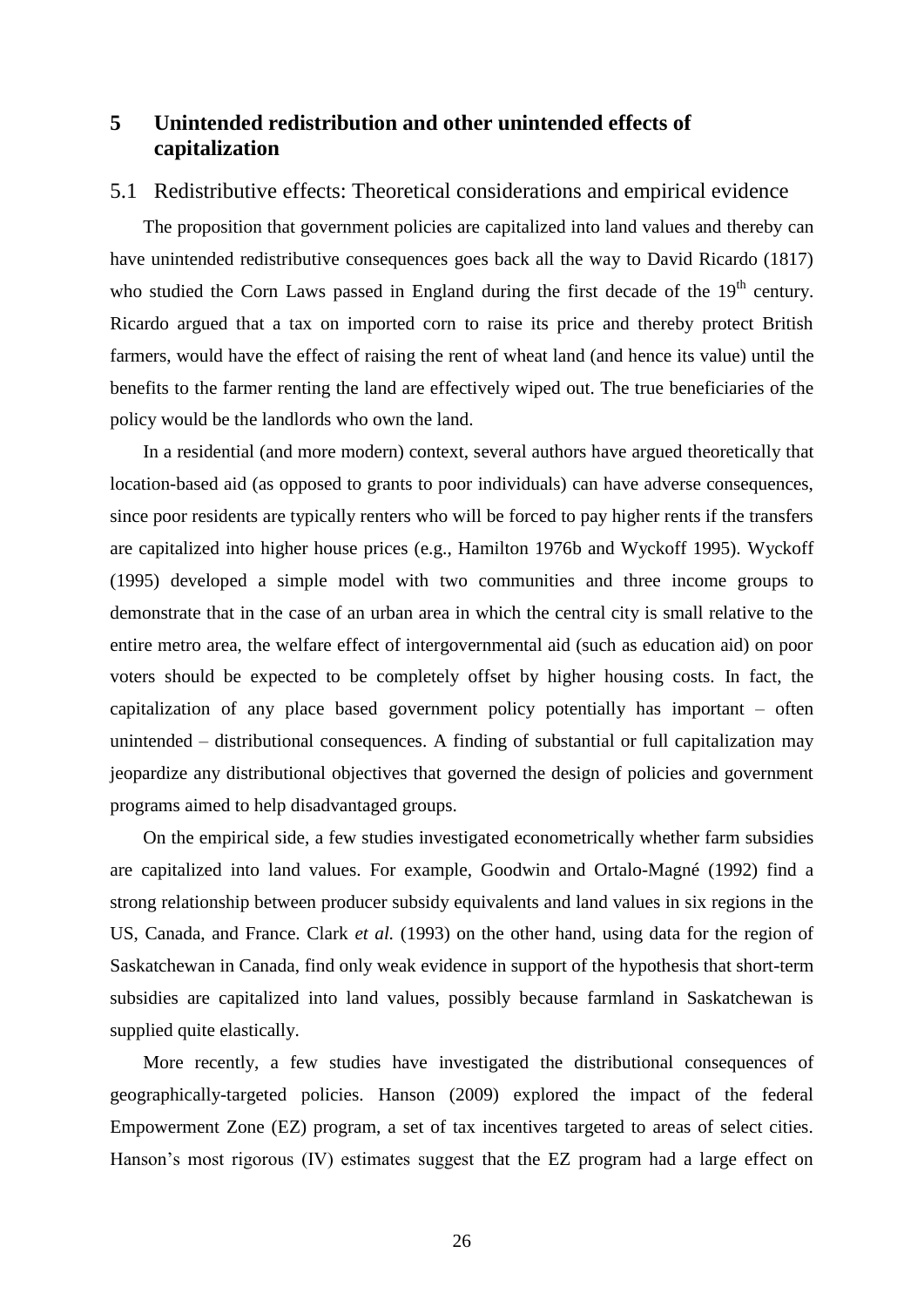# 5 Unintended redistribution and other unintended effects of capitalization

## 5.1 Redistributive effects: Theoretical considerations and empirical evidence

The proposition that government policies are capitalized into land values and thereby can have unintended redistributive consequences goes back all the way to David Ricardo (1817) who studied the Corn Laws passed in England during the first decade of the 19th century. Ricardo argued that a tax on imported corn to raise its price and thereby protect British farmers, would have the effect of raising the rent of wheat land (and hence its value) until the benefits to the farmer renting the land are effectively wiped out. The true beneficiaries of the policy would be the landlords who own the land.

In a residential (and more modern) context, several authors have argued theoretically that location-based aid (as opposed to grants to poor individuals) can have adverse consequences, since poor residents are typically renters who will be forced to pay higher rents if the transfers are capitalized into higher house prices (e.g., Hamilton 1976b and Wyckoff 1995). Wyckoff (1995) developed a simple model with two communities and three income groups to demonstrate that in the case of an urban area in which the central city is small relative to the entire metro area, the welfare effect of intergovernmental aid (such as education aid) on poor voters should be expected to be completely offset by higher housing costs. In fact, the capitalization of any place based government policy potentially has important – often unintended – distributional consequences. A finding of substantial or full capitalization may jeopardize any distributional objectives that governed the design of policies and government programs aimed to help disadvantaged groups.

On the empirical side, a few studies investigated econometrically whether farm subsidies are capitalized into land values. For example, Goodwin and Ortalo-Magné (1992) find a strong relationship between producer subsidy equivalents and land values in six regions in the US, Canada, and France. Clark *et al.* (1993) on the other hand, using data for the region of Saskatchewan in Canada, find only weak evidence in support of the hypothesis that short-term subsidies are capitalized into land values, possibly because farmland in Saskatchewan is supplied quite elastically.

More recently, a few studies have investigated the distributional consequences of geographically-targeted policies. Hanson (2009) explored the impact of the federal Empowerment Zone (EZ) program, a set of tax incentives targeted to areas of select cities. Hanson's most rigorous (IV) estimates suggest that the EZ program had a large effect on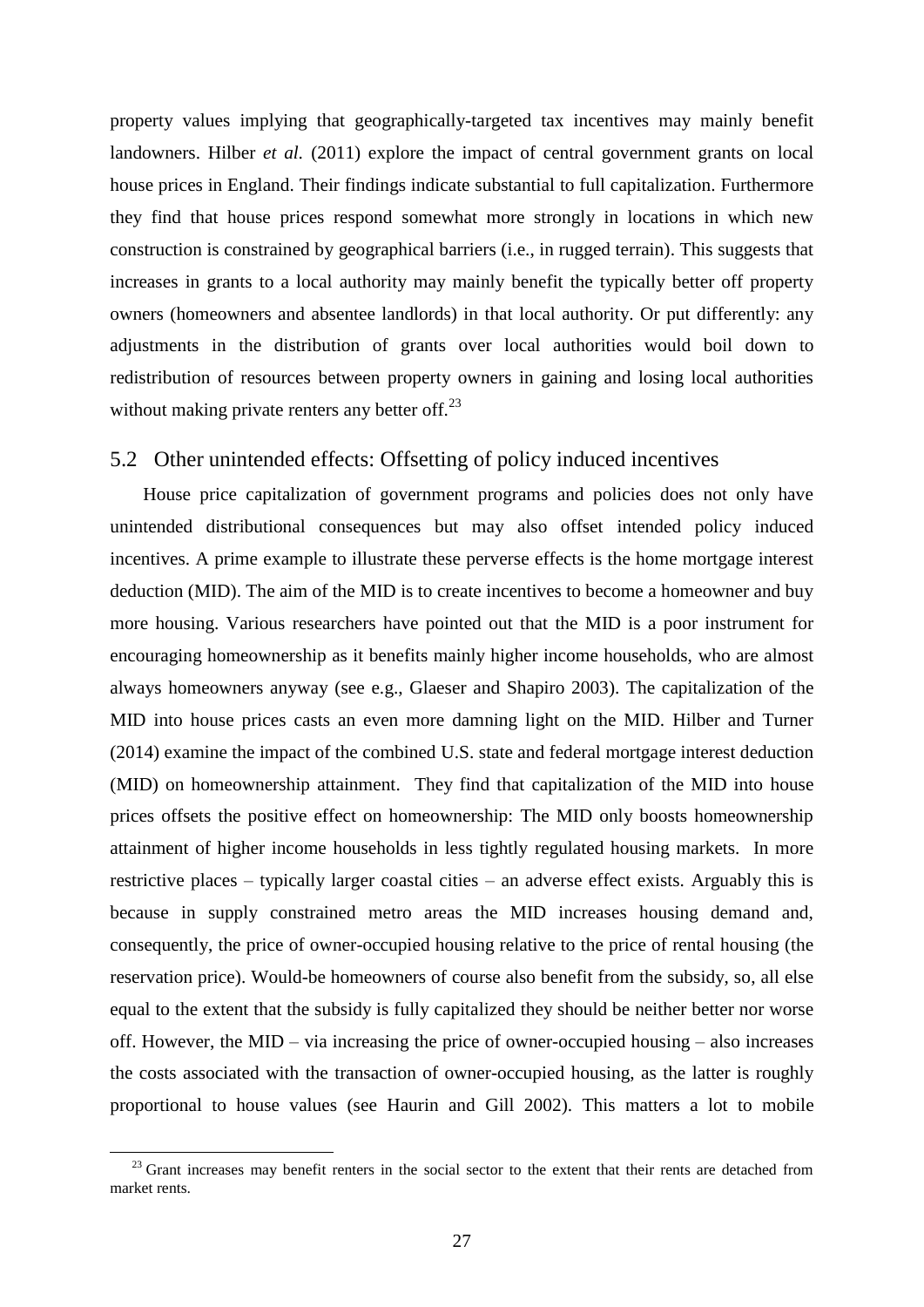property values implying that geographically-targeted tax incentives may mainly benefit landowners. Hilber *et al*. (2011) explore the impact of central government grants on local house prices in England. Their findings indicate substantial to full capitalization. Furthermore they find that house prices respond somewhat more strongly in locations in which new construction is constrained by geographical barriers (i.e., in rugged terrain). This suggests that increases in grants to a local authority may mainly benefit the typically better off property owners (homeowners and absentee landlords) in that local authority. Or put differently: any adjustments in the distribution of grants over local authorities would boil down to redistribution of resources between property owners in gaining and losing local authorities without making private renters any better off.[23]

## 5.2 Other unintended effects: Offsetting of policy induced incentives

House price capitalization of government programs and policies does not only have unintended distributional consequences but may also offset intended policy induced incentives. A prime example to illustrate these perverse effects is the home mortgage interest deduction (MID). The aim of the MID is to create incentives to become a homeowner and buy more housing. Various researchers have pointed out that the MID is a poor instrument for encouraging homeownership as it benefits mainly higher income households, who are almost always homeowners anyway (see e.g., Glaeser and Shapiro 2003). The capitalization of the MID into house prices casts an even more damning light on the MID. Hilber and Turner (2014) examine the impact of the combined U.S. state and federal mortgage interest deduction (MID) on homeownership attainment. They find that capitalization of the MID into house prices offsets the positive effect on homeownership: The MID only boosts homeownership attainment of higher income households in less tightly regulated housing markets. In more restrictive places – typically larger coastal cities – an adverse effect exists. Arguably this is because in supply constrained metro areas the MID increases housing demand and, consequently, the price of owner-occupied housing relative to the price of rental housing (the reservation price). Would-be homeowners of course also benefit from the subsidy, so, all else equal to the extent that the subsidy is fully capitalized they should be neither better nor worse off. However, the MID – via increasing the price of owner-occupied housing – also increases the costs associated with the transaction of owner-occupied housing, as the latter is roughly proportional to house values (see Haurin and Gill 2002). This matters a lot to mobile

[23] Grant increases may benefit renters in the social sector to the extent that their rents are detached from market rents.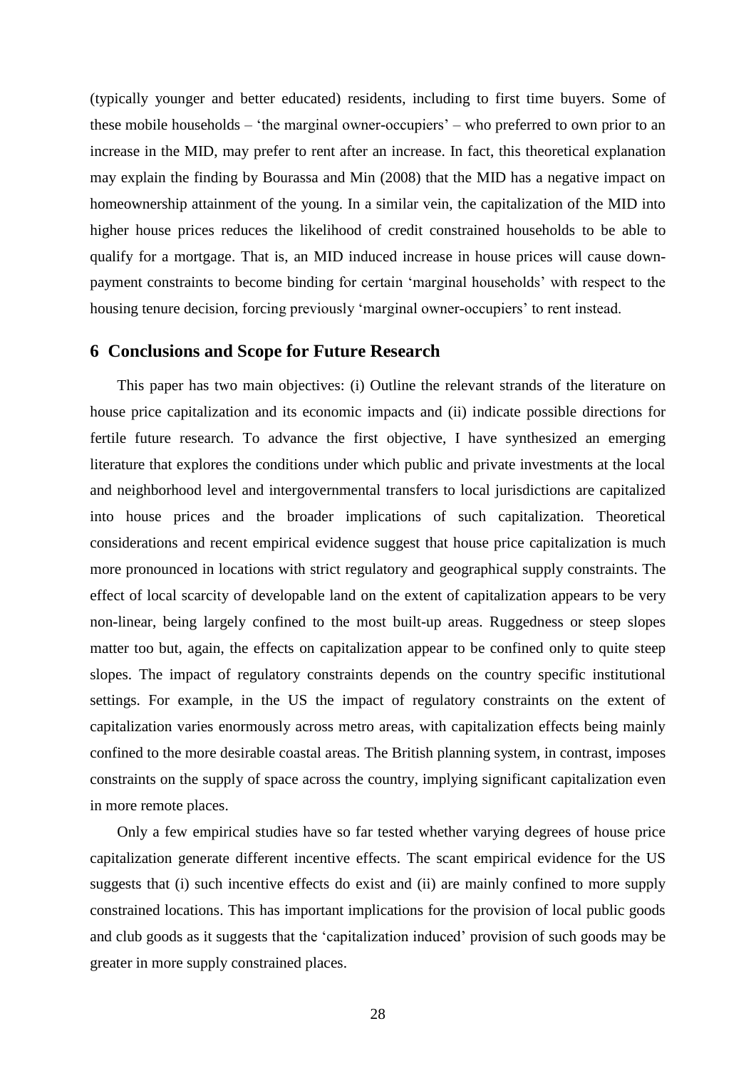(typically younger and better educated) residents, including to first time buyers. Some of these mobile households – 'the marginal owner-occupiers' – who preferred to own prior to an increase in the MID, may prefer to rent after an increase. In fact, this theoretical explanation may explain the finding by Bourassa and Min (2008) that the MID has a negative impact on homeownership attainment of the young. In a similar vein, the capitalization of the MID into higher house prices reduces the likelihood of credit constrained households to be able to qualify for a mortgage. That is, an MID induced increase in house prices will cause down-payment constraints to become binding for certain 'marginal households' with respect to the housing tenure decision, forcing previously 'marginal owner-occupiers' to rent instead.

## 6 Conclusions and Scope for Future Research

This paper has two main objectives: (i) Outline the relevant strands of the literature on house price capitalization and its economic impacts and (ii) indicate possible directions for fertile future research. To advance the first objective, I have synthesized an emerging literature that explores the conditions under which public and private investments at the local and neighborhood level and intergovernmental transfers to local jurisdictions are capitalized into house prices and the broader implications of such capitalization. Theoretical considerations and recent empirical evidence suggest that house price capitalization is much more pronounced in locations with strict regulatory and geographical supply constraints. The effect of local scarcity of developable land on the extent of capitalization appears to be very non-linear, being largely confined to the most built-up areas. Ruggedness or steep slopes matter too but, again, the effects on capitalization appear to be confined only to quite steep slopes. The impact of regulatory constraints depends on the country specific institutional settings. For example, in the US the impact of regulatory constraints on the extent of capitalization varies enormously across metro areas, with capitalization effects being mainly confined to the more desirable coastal areas. The British planning system, in contrast, imposes constraints on the supply of space across the country, implying significant capitalization even in more remote places.

Only a few empirical studies have so far tested whether varying degrees of house price capitalization generate different incentive effects. The scant empirical evidence for the US suggests that (i) such incentive effects do exist and (ii) are mainly confined to more supply constrained locations. This has important implications for the provision of local public goods and club goods as it suggests that the 'capitalization induced' provision of such goods may be greater in more supply constrained places.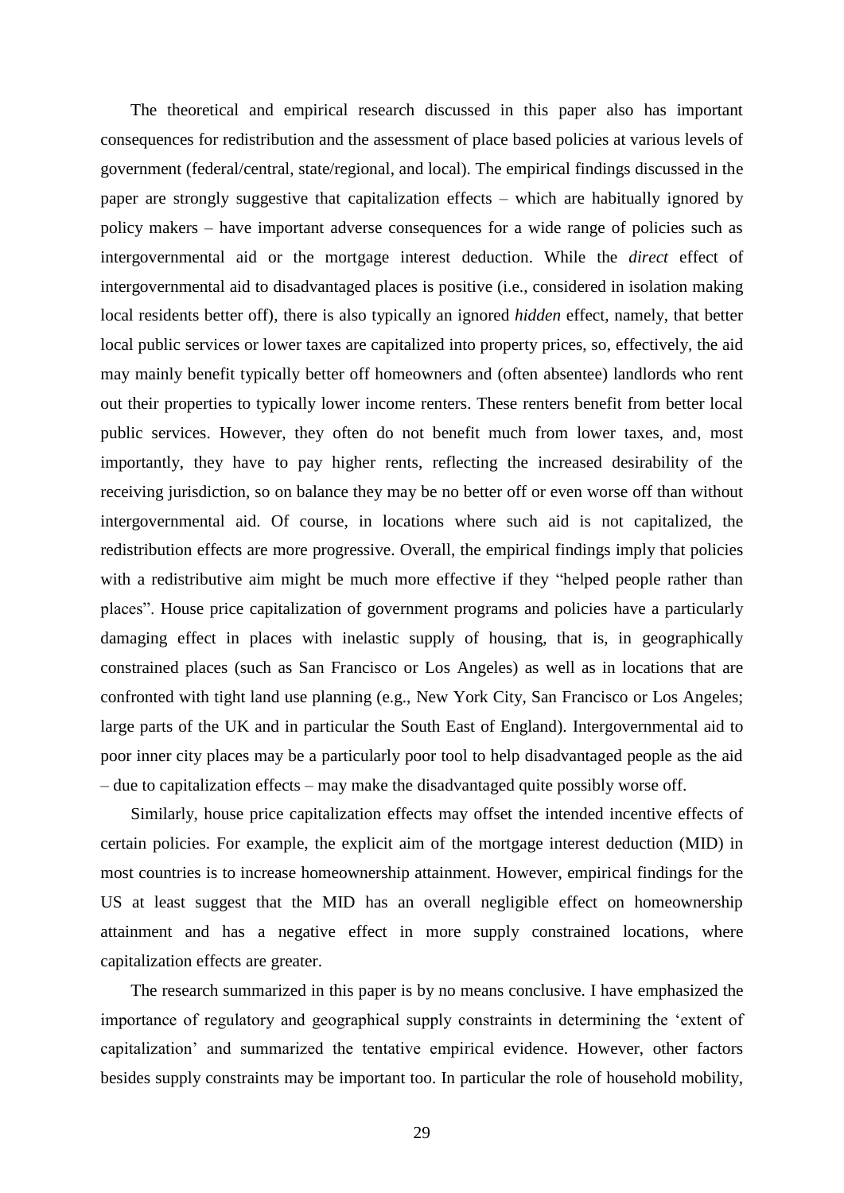The theoretical and empirical research discussed in this paper also has important consequences for redistribution and the assessment of place based policies at various levels of government (federal/central, state/regional, and local). The empirical findings discussed in the paper are strongly suggestive that capitalization effects – which are habitually ignored by policy makers – have important adverse consequences for a wide range of policies such as intergovernmental aid or the mortgage interest deduction. While the *direct* effect of intergovernmental aid to disadvantaged places is positive (i.e., considered in isolation making local residents better off), there is also typically an ignored *hidden* effect, namely, that better local public services or lower taxes are capitalized into property prices, so, effectively, the aid may mainly benefit typically better off homeowners and (often absentee) landlords who rent out their properties to typically lower income renters. These renters benefit from better local public services. However, they often do not benefit much from lower taxes, and, most importantly, they have to pay higher rents, reflecting the increased desirability of the receiving jurisdiction, so on balance they may be no better off or even worse off than without intergovernmental aid. Of course, in locations where such aid is not capitalized, the redistribution effects are more progressive. Overall, the empirical findings imply that policies with a redistributive aim might be much more effective if they "helped people rather than places". House price capitalization of government programs and policies have a particularly damaging effect in places with inelastic supply of housing, that is, in geographically constrained places (such as San Francisco or Los Angeles) as well as in locations that are confronted with tight land use planning (e.g., New York City, San Francisco or Los Angeles; large parts of the UK and in particular the South East of England). Intergovernmental aid to poor inner city places may be a particularly poor tool to help disadvantaged people as the aid – due to capitalization effects – may make the disadvantaged quite possibly worse off.

Similarly, house price capitalization effects may offset the intended incentive effects of certain policies. For example, the explicit aim of the mortgage interest deduction (MID) in most countries is to increase homeownership attainment. However, empirical findings for the US at least suggest that the MID has an overall negligible effect on homeownership attainment and has a negative effect in more supply constrained locations, where capitalization effects are greater.

The research summarized in this paper is by no means conclusive. I have emphasized the importance of regulatory and geographical supply constraints in determining the 'extent of capitalization' and summarized the tentative empirical evidence. However, other factors besides supply constraints may be important too. In particular the role of household mobility,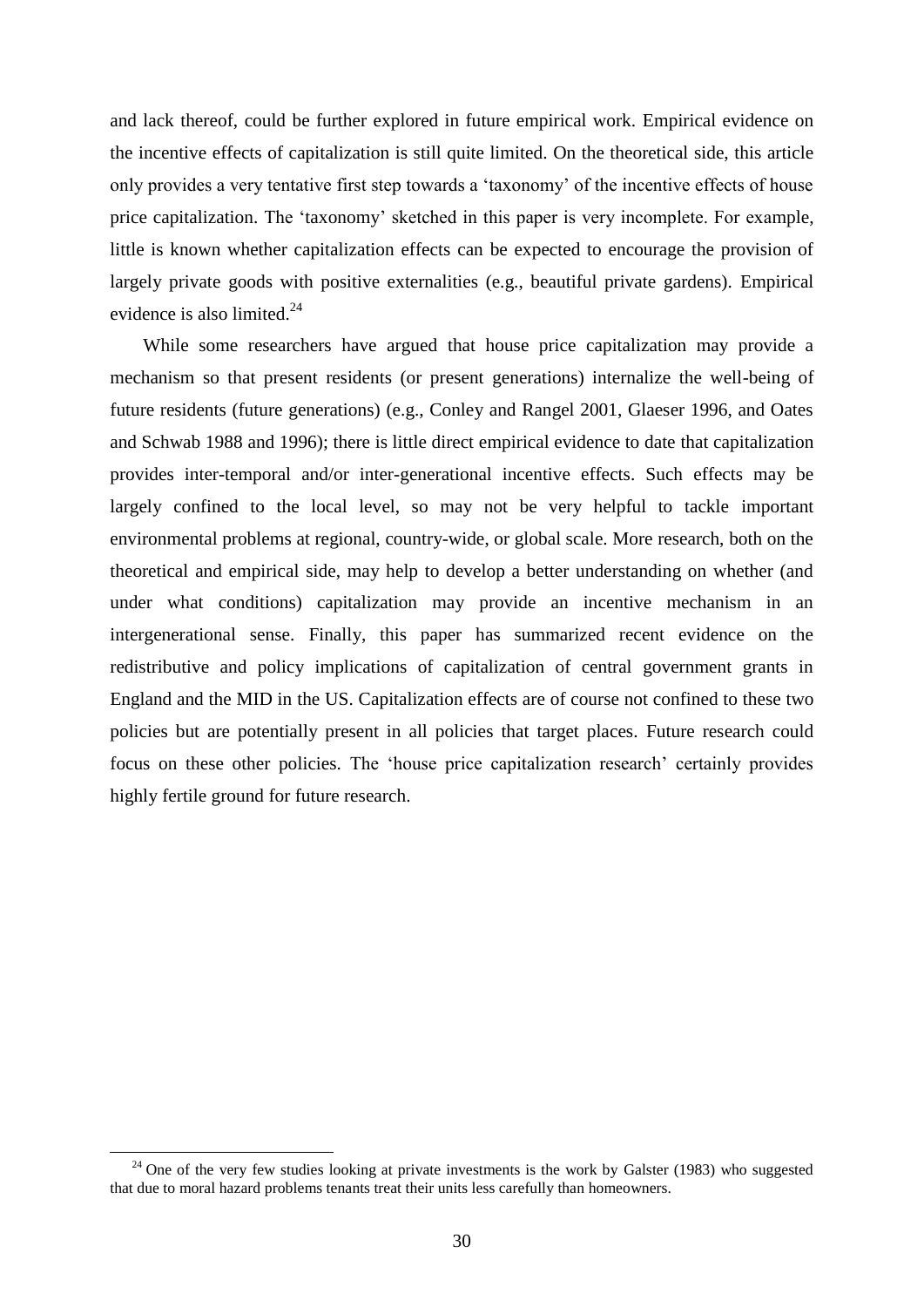and lack thereof, could be further explored in future empirical work. Empirical evidence on the incentive effects of capitalization is still quite limited. On the theoretical side, this article only provides a very tentative first step towards a 'taxonomy' of the incentive effects of house price capitalization. The 'taxonomy' sketched in this paper is very incomplete. For example, little is known whether capitalization effects can be expected to encourage the provision of largely private goods with positive externalities (e.g., beautiful private gardens). Empirical evidence is also limited.[24]

While some researchers have argued that house price capitalization may provide a mechanism so that present residents (or present generations) internalize the well-being of future residents (future generations) (e.g., Conley and Rangel 2001, Glaeser 1996, and Oates and Schwab 1988 and 1996); there is little direct empirical evidence to date that capitalization provides inter-temporal and/or inter-generational incentive effects. Such effects may be largely confined to the local level, so may not be very helpful to tackle important environmental problems at regional, country-wide, or global scale. More research, both on the theoretical and empirical side, may help to develop a better understanding on whether (and under what conditions) capitalization may provide an incentive mechanism in an intergenerational sense. Finally, this paper has summarized recent evidence on the redistributive and policy implications of capitalization of central government grants in England and the MID in the US. Capitalization effects are of course not confined to these two policies but are potentially present in all policies that target places. Future research could focus on these other policies. The 'house price capitalization research' certainly provides highly fertile ground for future research.

[24] One of the very few studies looking at private investments is the work by Galster (1983) who suggested that due to moral hazard problems tenants treat their units less carefully than homeowners.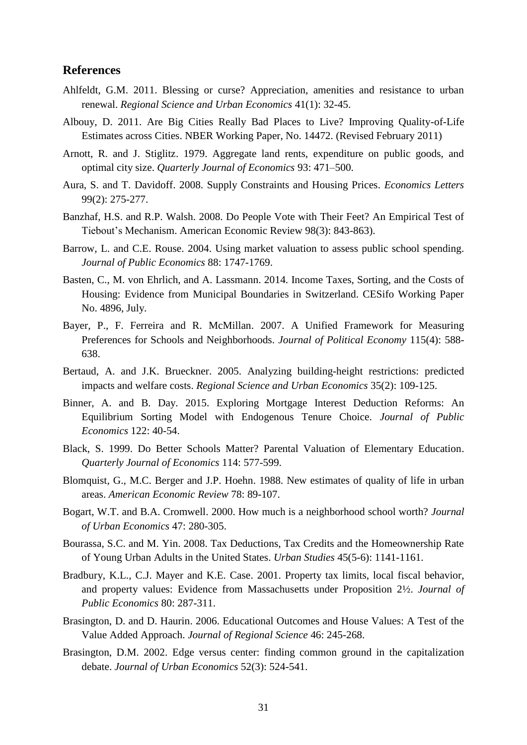## References

Ahlfeldt, G.M. 2011. Blessing or curse? Appreciation, amenities and resistance to urban renewal. *Regional Science and Urban Economics* 41(1): 32-45.

Albouy, D. 2011. Are Big Cities Really Bad Places to Live? Improving Quality-of-Life Estimates across Cities. NBER Working Paper, No. 14472. (Revised February 2011)

Arnott, R. and J. Stiglitz. 1979. Aggregate land rents, expenditure on public goods, and optimal city size. *Quarterly Journal of Economics* 93: 471–500.

Aura, S. and T. Davidoff. 2008. Supply Constraints and Housing Prices. *Economics Letters* 99(2): 275-277.

Banzhaf, H.S. and R.P. Walsh. 2008. Do People Vote with Their Feet? An Empirical Test of Tiebout's Mechanism. American Economic Review 98(3): 843-863).

Barrow, L. and C.E. Rouse. 2004. Using market valuation to assess public school spending. *Journal of Public Economics* 88: 1747-1769.

Basten, C., M. von Ehrlich, and A. Lassmann. 2014. Income Taxes, Sorting, and the Costs of Housing: Evidence from Municipal Boundaries in Switzerland. CESifo Working Paper No. 4896, July.

Bayer, P., F. Ferreira and R. McMillan. 2007. A Unified Framework for Measuring Preferences for Schools and Neighborhoods. *Journal of Political Economy* 115(4): 588-638.

Bertaud, A. and J.K. Brueckner. 2005. Analyzing building-height restrictions: predicted impacts and welfare costs. *Regional Science and Urban Economics* 35(2): 109-125.

Binner, A. and B. Day. 2015. Exploring Mortgage Interest Deduction Reforms: An Equilibrium Sorting Model with Endogenous Tenure Choice. *Journal of Public Economics* 122: 40-54.

Black, S. 1999. Do Better Schools Matter? Parental Valuation of Elementary Education. *Quarterly Journal of Economics* 114: 577-599.

Blomquist, G., M.C. Berger and J.P. Hoehn. 1988. New estimates of quality of life in urban areas. *American Economic Review* 78: 89-107.

Bogart, W.T. and B.A. Cromwell. 2000. How much is a neighborhood school worth? *Journal of Urban Economics* 47: 280-305.

Bourassa, S.C. and M. Yin. 2008. Tax Deductions, Tax Credits and the Homeownership Rate of Young Urban Adults in the United States. *Urban Studies* 45(5-6): 1141-1161.

Bradbury, K.L., C.J. Mayer and K.E. Case. 2001. Property tax limits, local fiscal behavior, and property values: Evidence from Massachusetts under Proposition 2½. *Journal of Public Economics* 80: 287-311.

Brasington, D. and D. Haurin. 2006. Educational Outcomes and House Values: A Test of the Value Added Approach. *Journal of Regional Science* 46: 245-268.

Brasington, D.M. 2002. Edge versus center: finding common ground in the capitalization debate. *Journal of Urban Economics* 52(3): 524-541.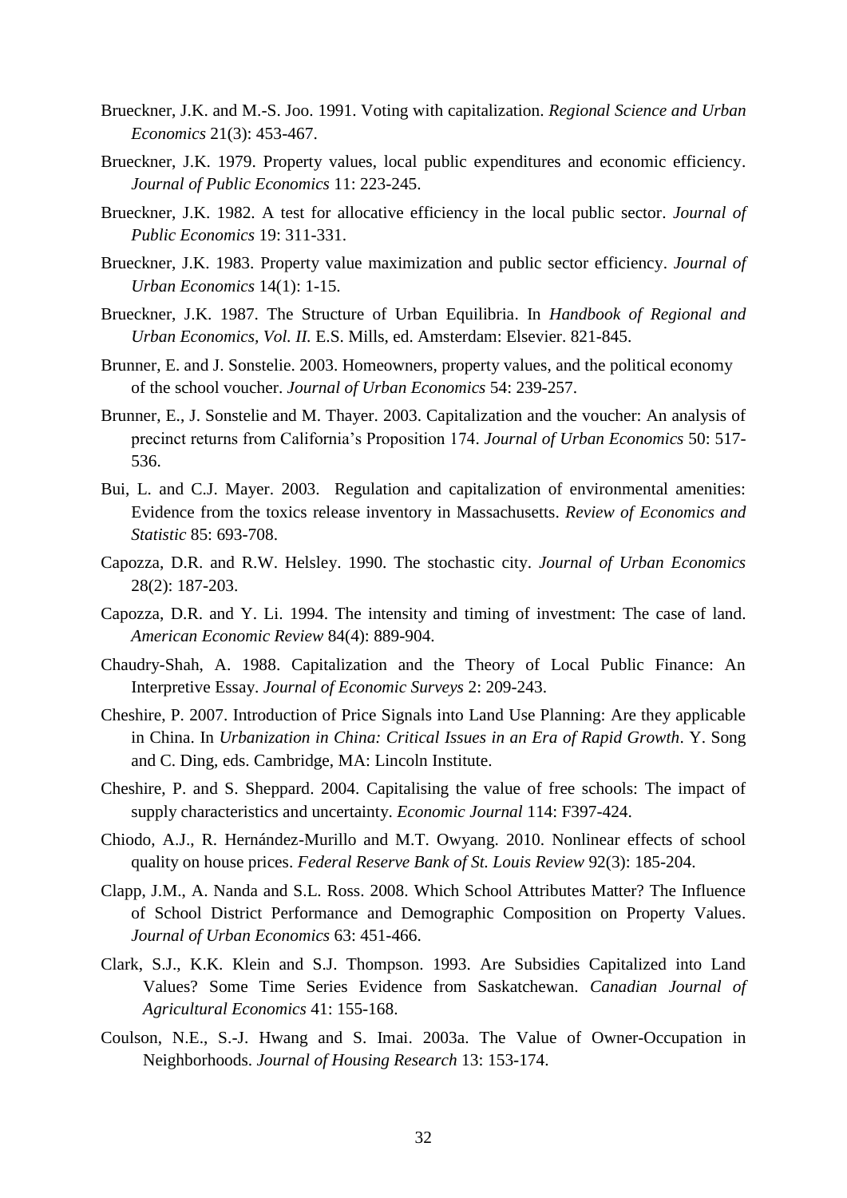Brueckner, J.K. and M.-S. Joo. 1991. Voting with capitalization. *Regional Science and Urban Economics* 21(3): 453-467.

Brueckner, J.K. 1979. Property values, local public expenditures and economic efficiency. *Journal of Public Economics* 11: 223-245.

Brueckner, J.K. 1982. A test for allocative efficiency in the local public sector. *Journal of Public Economics* 19: 311-331.

Brueckner, J.K. 1983. Property value maximization and public sector efficiency. *Journal of Urban Economics* 14(1): 1-15.

Brueckner, J.K. 1987. The Structure of Urban Equilibria. In *Handbook of Regional and Urban Economics, Vol. II.* E.S. Mills, ed. Amsterdam: Elsevier. 821-845.

Brunner, E. and J. Sonstelie. 2003. Homeowners, property values, and the political economy of the school voucher. *Journal of Urban Economics* 54: 239-257.

Brunner, E., J. Sonstelie and M. Thayer. 2003. Capitalization and the voucher: An analysis of precinct returns from California's Proposition 174. *Journal of Urban Economics* 50: 517-536.

Bui, L. and C.J. Mayer. 2003. Regulation and capitalization of environmental amenities: Evidence from the toxics release inventory in Massachusetts. *Review of Economics and Statistic* 85: 693-708.

Capozza, D.R. and R.W. Helsley. 1990. The stochastic city. *Journal of Urban Economics* 28(2): 187-203.

Capozza, D.R. and Y. Li. 1994. The intensity and timing of investment: The case of land. *American Economic Review* 84(4): 889-904.

Chaudry-Shah, A. 1988. Capitalization and the Theory of Local Public Finance: An Interpretive Essay. *Journal of Economic Surveys* 2: 209-243.

Cheshire, P. 2007. Introduction of Price Signals into Land Use Planning: Are they applicable in China. In *Urbanization in China: Critical Issues in an Era of Rapid Growth*. Y. Song and C. Ding, eds. Cambridge, MA: Lincoln Institute.

Cheshire, P. and S. Sheppard. 2004. Capitalising the value of free schools: The impact of supply characteristics and uncertainty. *Economic Journal* 114: F397-424.

Chiodo, A.J., R. Hernández-Murillo and M.T. Owyang. 2010. Nonlinear effects of school quality on house prices. *Federal Reserve Bank of St. Louis Review* 92(3): 185-204.

Clapp, J.M., A. Nanda and S.L. Ross. 2008. Which School Attributes Matter? The Influence of School District Performance and Demographic Composition on Property Values. *Journal of Urban Economics* 63: 451-466.

Clark, S.J., K.K. Klein and S.J. Thompson. 1993. Are Subsidies Capitalized into Land Values? Some Time Series Evidence from Saskatchewan. *Canadian Journal of Agricultural Economics* 41: 155-168.

Coulson, N.E., S.-J. Hwang and S. Imai. 2003a. The Value of Owner-Occupation in Neighborhoods. *Journal of Housing Research* 13: 153-174.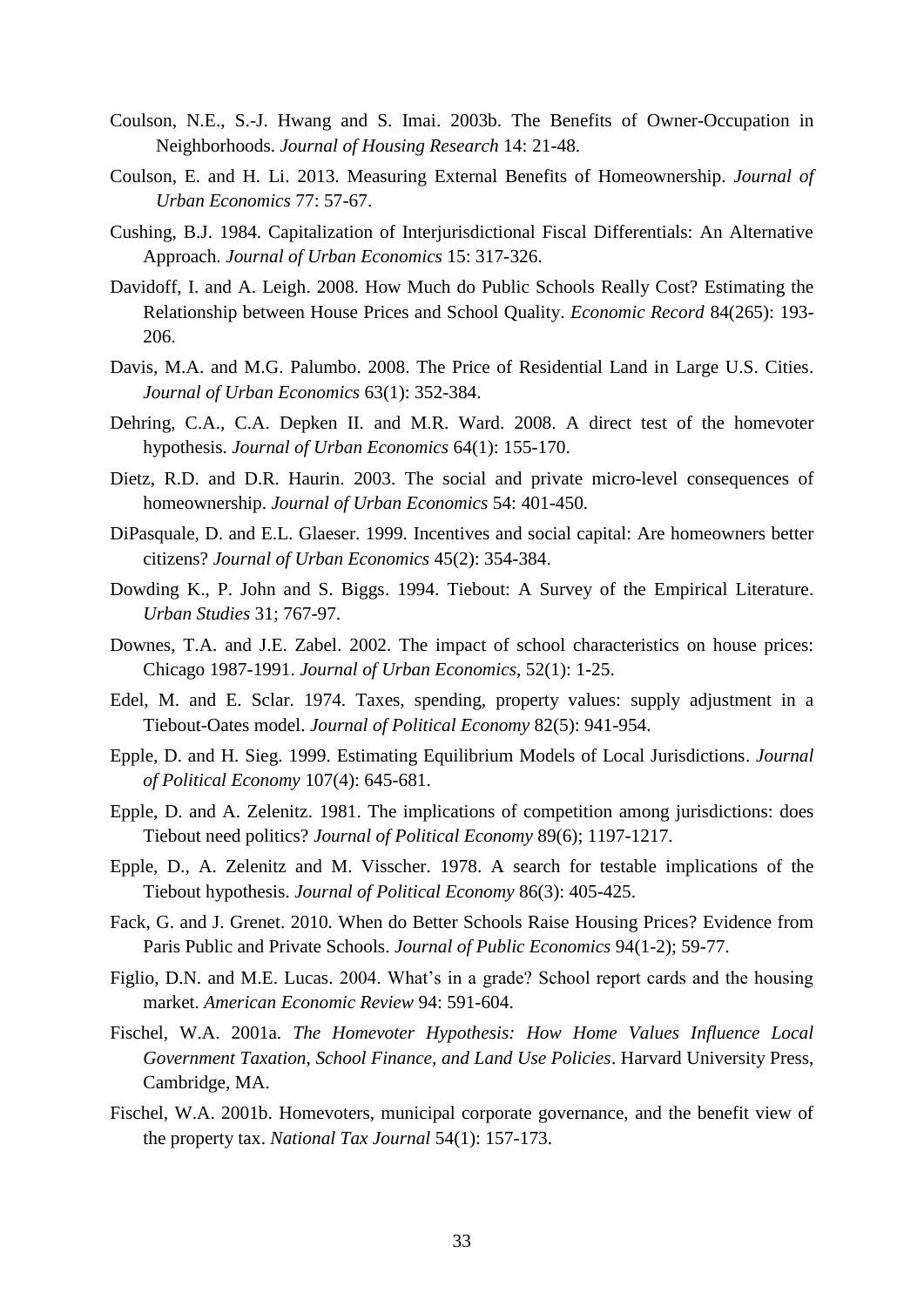Coulson, N.E., S.-J. Hwang and S. Imai. 2003b. The Benefits of Owner-Occupation in Neighborhoods. *Journal of Housing Research* 14: 21-48.

Coulson, E. and H. Li. 2013. Measuring External Benefits of Homeownership. *Journal of Urban Economics* 77: 57-67.

Cushing, B.J. 1984. Capitalization of Interjurisdictional Fiscal Differentials: An Alternative Approach. *Journal of Urban Economics* 15: 317-326.

Davidoff, I. and A. Leigh. 2008. How Much do Public Schools Really Cost? Estimating the Relationship between House Prices and School Quality. *Economic Record* 84(265): 193-206.

Davis, M.A. and M.G. Palumbo. 2008. The Price of Residential Land in Large U.S. Cities. *Journal of Urban Economics* 63(1): 352-384.

Dehring, C.A., C.A. Depken II. and M.R. Ward. 2008. A direct test of the homevoter hypothesis. *Journal of Urban Economics* 64(1): 155-170.

Dietz, R.D. and D.R. Haurin. 2003. The social and private micro-level consequences of homeownership. *Journal of Urban Economics* 54: 401-450.

DiPasquale, D. and E.L. Glaeser. 1999. Incentives and social capital: Are homeowners better citizens? *Journal of Urban Economics* 45(2): 354-384.

Dowding K., P. John and S. Biggs. 1994. Tiebout: A Survey of the Empirical Literature. *Urban Studies* 31; 767-97.

Downes, T.A. and J.E. Zabel. 2002. The impact of school characteristics on house prices: Chicago 1987-1991. *Journal of Urban Economics*, 52(1): 1-25.

Edel, M. and E. Sclar. 1974. Taxes, spending, property values: supply adjustment in a Tiebout-Oates model. *Journal of Political Economy* 82(5): 941-954.

Epple, D. and H. Sieg. 1999. Estimating Equilibrium Models of Local Jurisdictions. *Journal of Political Economy* 107(4): 645-681.

Epple, D. and A. Zelenitz. 1981. The implications of competition among jurisdictions: does Tiebout need politics? *Journal of Political Economy* 89(6); 1197-1217.

Epple, D., A. Zelenitz and M. Visscher. 1978. A search for testable implications of the Tiebout hypothesis. *Journal of Political Economy* 86(3): 405-425.

Fack, G. and J. Grenet. 2010. When do Better Schools Raise Housing Prices? Evidence from Paris Public and Private Schools. *Journal of Public Economics* 94(1-2); 59-77.

Figlio, D.N. and M.E. Lucas. 2004. What's in a grade? School report cards and the housing market. *American Economic Review* 94: 591-604.

Fischel, W.A. 2001a. *The Homevoter Hypothesis: How Home Values Influence Local Government Taxation, School Finance, and Land Use Policies*. Harvard University Press, Cambridge, MA.

Fischel, W.A. 2001b. Homevoters, municipal corporate governance, and the benefit view of the property tax. *National Tax Journal* 54(1): 157-173.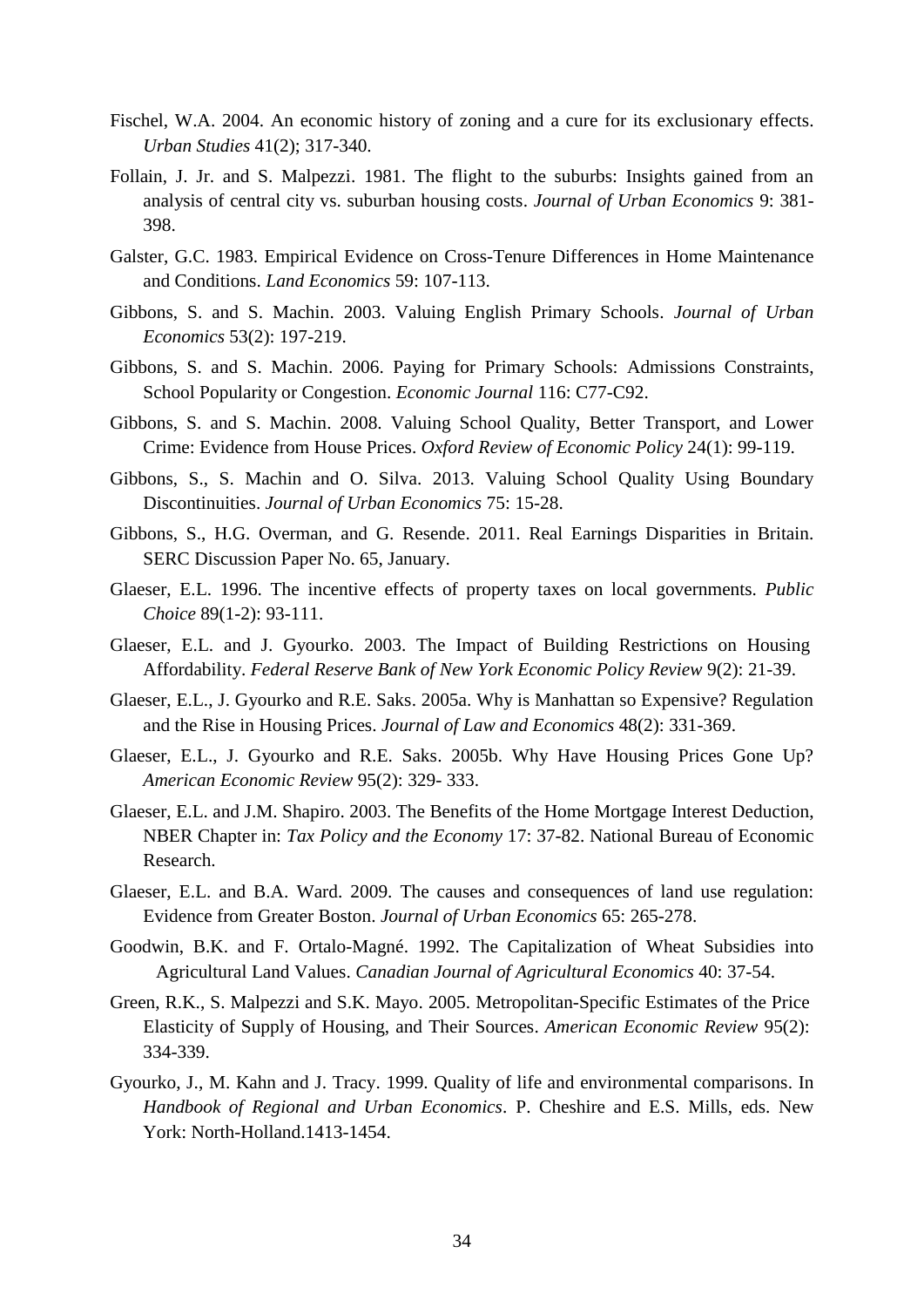Fischel, W.A. 2004. An economic history of zoning and a cure for its exclusionary effects. *Urban Studies* 41(2); 317-340.

Follain, J. Jr. and S. Malpezzi. 1981. The flight to the suburbs: Insights gained from an analysis of central city vs. suburban housing costs. *Journal of Urban Economics* 9: 381-398.

Galster, G.C. 1983. Empirical Evidence on Cross-Tenure Differences in Home Maintenance and Conditions. *Land Economics* 59: 107-113.

Gibbons, S. and S. Machin. 2003. Valuing English Primary Schools. *Journal of Urban Economics* 53(2): 197-219.

Gibbons, S. and S. Machin. 2006. Paying for Primary Schools: Admissions Constraints, School Popularity or Congestion. *Economic Journal* 116: C77-C92.

Gibbons, S. and S. Machin. 2008. Valuing School Quality, Better Transport, and Lower Crime: Evidence from House Prices. *Oxford Review of Economic Policy* 24(1): 99-119.

Gibbons, S., S. Machin and O. Silva. 2013. Valuing School Quality Using Boundary Discontinuities. *Journal of Urban Economics* 75: 15-28.

Gibbons, S., H.G. Overman, and G. Resende. 2011. Real Earnings Disparities in Britain. SERC Discussion Paper No. 65, January.

Glaeser, E.L. 1996. The incentive effects of property taxes on local governments. *Public Choice* 89(1-2): 93-111.

Glaeser, E.L. and J. Gyourko. 2003. The Impact of Building Restrictions on Housing Affordability. *Federal Reserve Bank of New York Economic Policy Review* 9(2): 21-39.

Glaeser, E.L., J. Gyourko and R.E. Saks. 2005a. Why is Manhattan so Expensive? Regulation and the Rise in Housing Prices. *Journal of Law and Economics* 48(2): 331-369.

Glaeser, E.L., J. Gyourko and R.E. Saks. 2005b. Why Have Housing Prices Gone Up? *American Economic Review* 95(2): 329- 333.

Glaeser, E.L. and J.M. Shapiro. 2003. The Benefits of the Home Mortgage Interest Deduction, NBER Chapter in: *Tax Policy and the Economy* 17: 37-82. National Bureau of Economic Research.

Glaeser, E.L. and B.A. Ward. 2009. The causes and consequences of land use regulation: Evidence from Greater Boston. *Journal of Urban Economics* 65: 265-278.

Goodwin, B.K. and F. Ortalo-Magné. 1992. The Capitalization of Wheat Subsidies into Agricultural Land Values. *Canadian Journal of Agricultural Economics* 40: 37-54.

Green, R.K., S. Malpezzi and S.K. Mayo. 2005. Metropolitan-Specific Estimates of the Price Elasticity of Supply of Housing, and Their Sources. *American Economic Review* 95(2): 334-339.

Gyourko, J., M. Kahn and J. Tracy. 1999. Quality of life and environmental comparisons. In *Handbook of Regional and Urban Economics*. P. Cheshire and E.S. Mills, eds. New York: North-Holland.1413-1454.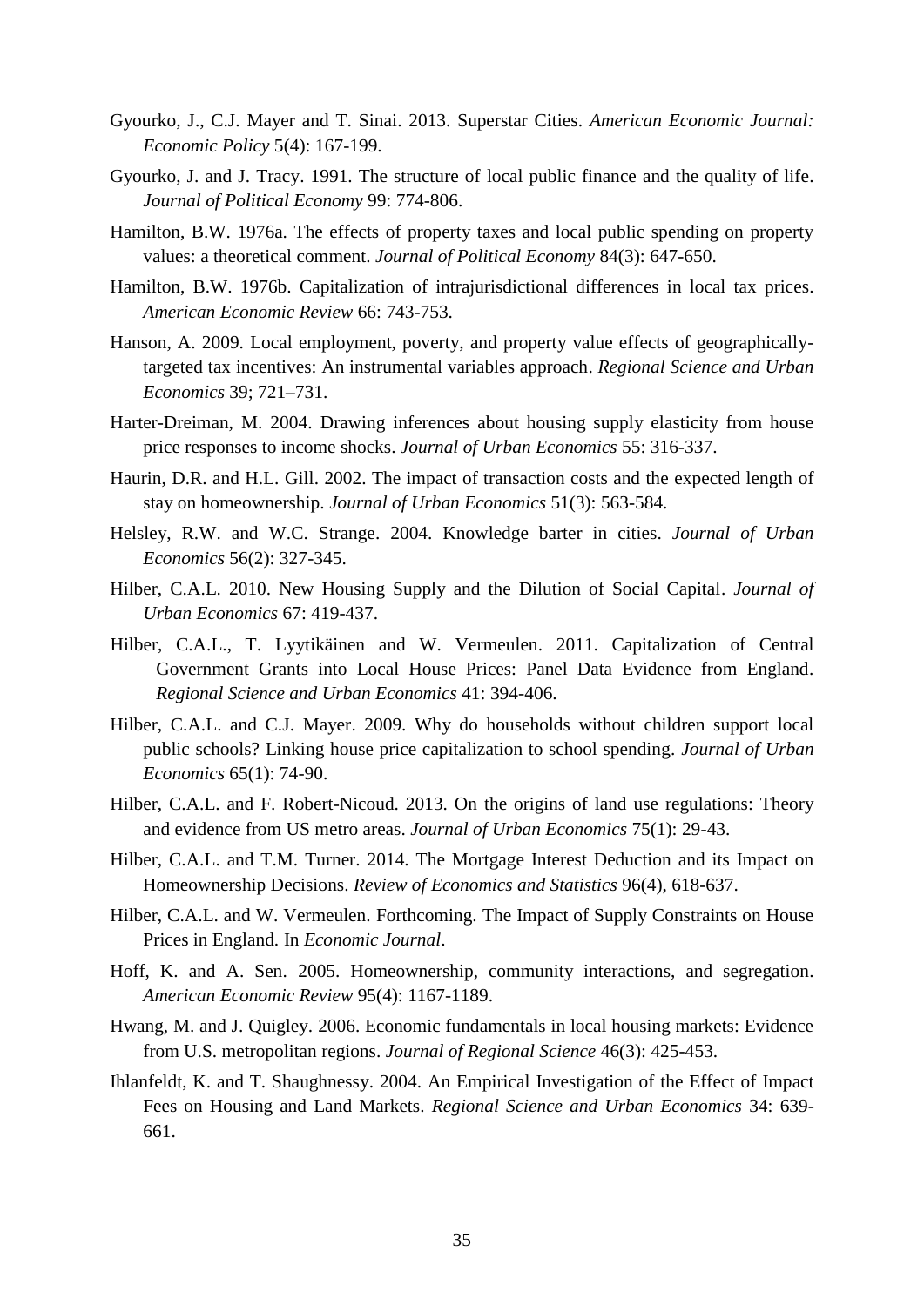Gyourko, J., C.J. Mayer and T. Sinai. 2013. Superstar Cities. *American Economic Journal: Economic Policy* 5(4): 167-199.

Gyourko, J. and J. Tracy. 1991. The structure of local public finance and the quality of life. *Journal of Political Economy* 99: 774-806.

Hamilton, B.W. 1976a. The effects of property taxes and local public spending on property values: a theoretical comment. *Journal of Political Economy* 84(3): 647-650.

Hamilton, B.W. 1976b. Capitalization of intrajurisdictional differences in local tax prices. *American Economic Review* 66: 743-753.

Hanson, A. 2009. Local employment, poverty, and property value effects of geographically-targeted tax incentives: An instrumental variables approach. *Regional Science and Urban Economics* 39; 721–731.

Harter-Dreiman, M. 2004. Drawing inferences about housing supply elasticity from house price responses to income shocks. *Journal of Urban Economics* 55: 316-337.

Haurin, D.R. and H.L. Gill. 2002. The impact of transaction costs and the expected length of stay on homeownership. *Journal of Urban Economics* 51(3): 563-584.

Helsley, R.W. and W.C. Strange. 2004. Knowledge barter in cities. *Journal of Urban Economics* 56(2): 327-345.

Hilber, C.A.L. 2010. New Housing Supply and the Dilution of Social Capital. *Journal of Urban Economics* 67: 419-437.

Hilber, C.A.L., T. Lyytikäinen and W. Vermeulen. 2011. Capitalization of Central Government Grants into Local House Prices: Panel Data Evidence from England. *Regional Science and Urban Economics* 41: 394-406.

Hilber, C.A.L. and C.J. Mayer. 2009. Why do households without children support local public schools? Linking house price capitalization to school spending. *Journal of Urban Economics* 65(1): 74-90.

Hilber, C.A.L. and F. Robert-Nicoud. 2013. On the origins of land use regulations: Theory and evidence from US metro areas. *Journal of Urban Economics* 75(1): 29-43.

Hilber, C.A.L. and T.M. Turner. 2014. The Mortgage Interest Deduction and its Impact on Homeownership Decisions. *Review of Economics and Statistics* 96(4), 618-637.

Hilber, C.A.L. and W. Vermeulen. Forthcoming. The Impact of Supply Constraints on House Prices in England. In *Economic Journal*.

Hoff, K. and A. Sen. 2005. Homeownership, community interactions, and segregation. *American Economic Review* 95(4): 1167-1189.

Hwang, M. and J. Quigley. 2006. Economic fundamentals in local housing markets: Evidence from U.S. metropolitan regions. *Journal of Regional Science* 46(3): 425-453.

Ihlanfeldt, K. and T. Shaughnessy. 2004. An Empirical Investigation of the Effect of Impact Fees on Housing and Land Markets. *Regional Science and Urban Economics* 34: 639-661.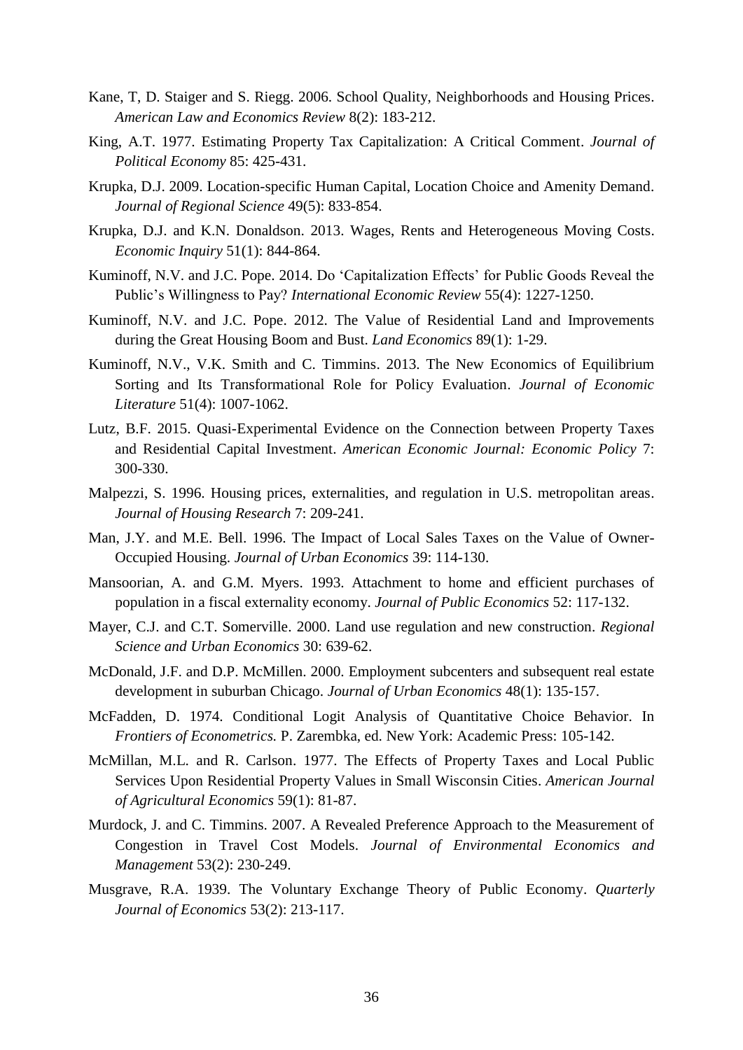Kane, T, D. Staiger and S. Riegg. 2006. School Quality, Neighborhoods and Housing Prices. *American Law and Economics Review* 8(2): 183-212.

King, A.T. 1977. Estimating Property Tax Capitalization: A Critical Comment. *Journal of Political Economy* 85: 425-431.

Krupka, D.J. 2009. Location-specific Human Capital, Location Choice and Amenity Demand. *Journal of Regional Science* 49(5): 833-854.

Krupka, D.J. and K.N. Donaldson. 2013. Wages, Rents and Heterogeneous Moving Costs. *Economic Inquiry* 51(1): 844-864.

Kuminoff, N.V. and J.C. Pope. 2014. Do 'Capitalization Effects' for Public Goods Reveal the Public's Willingness to Pay? *International Economic Review* 55(4): 1227-1250.

Kuminoff, N.V. and J.C. Pope. 2012. The Value of Residential Land and Improvements during the Great Housing Boom and Bust. *Land Economics* 89(1): 1-29.

Kuminoff, N.V., V.K. Smith and C. Timmins. 2013. The New Economics of Equilibrium Sorting and Its Transformational Role for Policy Evaluation. *Journal of Economic Literature* 51(4): 1007-1062.

Lutz, B.F. 2015. Quasi-Experimental Evidence on the Connection between Property Taxes and Residential Capital Investment. *American Economic Journal: Economic Policy* 7: 300-330.

Malpezzi, S. 1996. Housing prices, externalities, and regulation in U.S. metropolitan areas. *Journal of Housing Research* 7: 209-241.

Man, J.Y. and M.E. Bell. 1996. The Impact of Local Sales Taxes on the Value of Owner-Occupied Housing. *Journal of Urban Economics* 39: 114-130.

Mansoorian, A. and G.M. Myers. 1993. Attachment to home and efficient purchases of population in a fiscal externality economy. *Journal of Public Economics* 52: 117-132.

Mayer, C.J. and C.T. Somerville. 2000. Land use regulation and new construction. *Regional Science and Urban Economics* 30: 639-62.

McDonald, J.F. and D.P. McMillen. 2000. Employment subcenters and subsequent real estate development in suburban Chicago. *Journal of Urban Economics* 48(1): 135-157.

McFadden, D. 1974. Conditional Logit Analysis of Quantitative Choice Behavior. In *Frontiers of Econometrics.* P. Zarembka, ed. New York: Academic Press: 105-142.

McMillan, M.L. and R. Carlson. 1977. The Effects of Property Taxes and Local Public Services Upon Residential Property Values in Small Wisconsin Cities. *American Journal of Agricultural Economics* 59(1): 81-87.

Murdock, J. and C. Timmins. 2007. A Revealed Preference Approach to the Measurement of Congestion in Travel Cost Models. *Journal of Environmental Economics and Management* 53(2): 230-249.

Musgrave, R.A. 1939. The Voluntary Exchange Theory of Public Economy. *Quarterly Journal of Economics* 53(2): 213-117.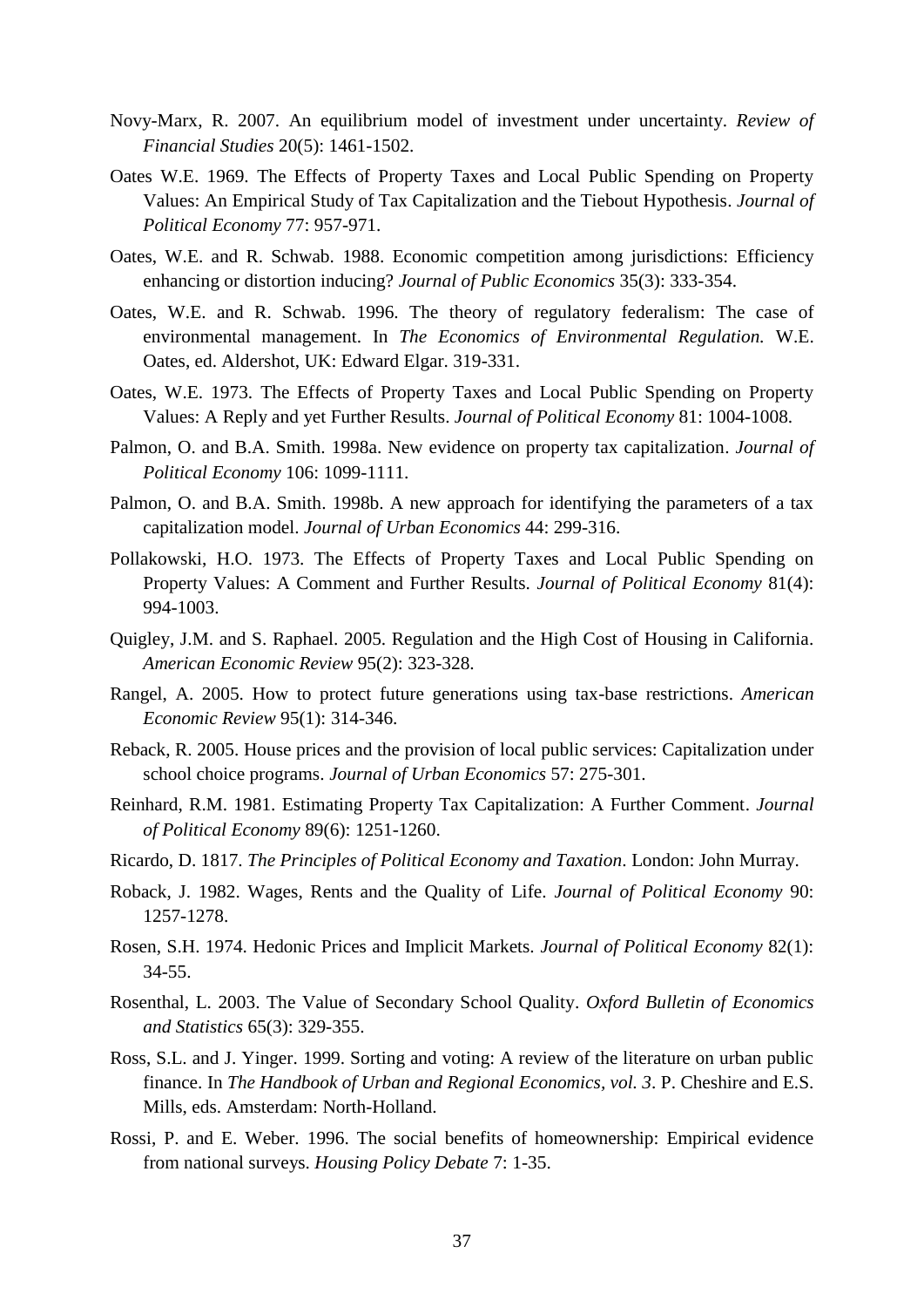Novy-Marx, R. 2007. An equilibrium model of investment under uncertainty. *Review of Financial Studies* 20(5): 1461-1502.

Oates W.E. 1969. The Effects of Property Taxes and Local Public Spending on Property Values: An Empirical Study of Tax Capitalization and the Tiebout Hypothesis. *Journal of Political Economy* 77: 957-971.

Oates, W.E. and R. Schwab. 1988. Economic competition among jurisdictions: Efficiency enhancing or distortion inducing? *Journal of Public Economics* 35(3): 333-354.

Oates, W.E. and R. Schwab. 1996. The theory of regulatory federalism: The case of environmental management. In *The Economics of Environmental Regulation.* W.E. Oates, ed. Aldershot, UK: Edward Elgar. 319-331.

Oates, W.E. 1973. The Effects of Property Taxes and Local Public Spending on Property Values: A Reply and yet Further Results. *Journal of Political Economy* 81: 1004-1008.

Palmon, O. and B.A. Smith. 1998a. New evidence on property tax capitalization. *Journal of Political Economy* 106: 1099-1111.

Palmon, O. and B.A. Smith. 1998b. A new approach for identifying the parameters of a tax capitalization model. *Journal of Urban Economics* 44: 299-316.

Pollakowski, H.O. 1973. The Effects of Property Taxes and Local Public Spending on Property Values: A Comment and Further Results. *Journal of Political Economy* 81(4): 994-1003.

Quigley, J.M. and S. Raphael. 2005. Regulation and the High Cost of Housing in California. *American Economic Review* 95(2): 323-328.

Rangel, A. 2005. How to protect future generations using tax-base restrictions. *American Economic Review* 95(1): 314-346.

Reback, R. 2005. House prices and the provision of local public services: Capitalization under school choice programs. *Journal of Urban Economics* 57: 275-301.

Reinhard, R.M. 1981. Estimating Property Tax Capitalization: A Further Comment. *Journal of Political Economy* 89(6): 1251-1260.

Ricardo, D. 1817. *The Principles of Political Economy and Taxation*. London: John Murray.

Roback, J. 1982. Wages, Rents and the Quality of Life. *Journal of Political Economy* 90: 1257-1278.

Rosen, S.H. 1974. Hedonic Prices and Implicit Markets. *Journal of Political Economy* 82(1): 34-55.

Rosenthal, L. 2003. The Value of Secondary School Quality. *Oxford Bulletin of Economics and Statistics* 65(3): 329-355.

Ross, S.L. and J. Yinger. 1999. Sorting and voting: A review of the literature on urban public finance. In *The Handbook of Urban and Regional Economics, vol. 3*. P. Cheshire and E.S. Mills, eds. Amsterdam: North-Holland.

Rossi, P. and E. Weber. 1996. The social benefits of homeownership: Empirical evidence from national surveys. *Housing Policy Debate* 7: 1-35.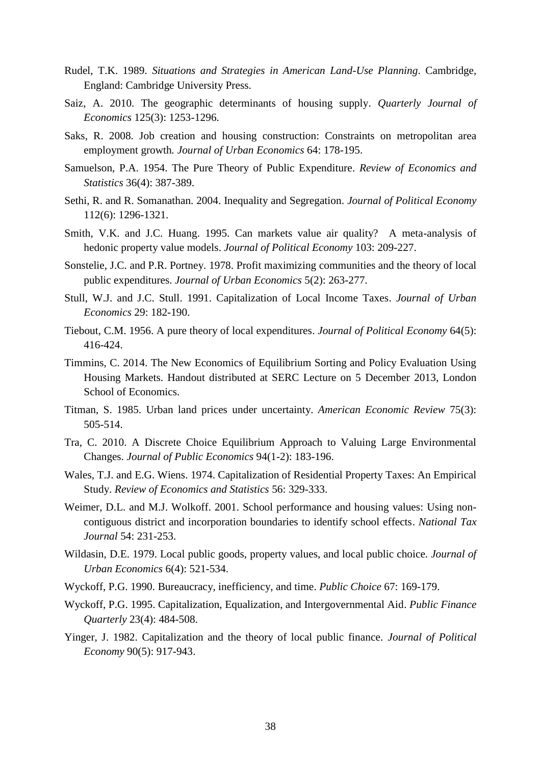Rudel, T.K. 1989. *Situations and Strategies in American Land-Use Planning*. Cambridge, England: Cambridge University Press.

Saiz, A. 2010. The geographic determinants of housing supply. *Quarterly Journal of Economics* 125(3): 1253-1296.

Saks, R. 2008. Job creation and housing construction: Constraints on metropolitan area employment growth. *Journal of Urban Economics* 64: 178-195.

Samuelson, P.A. 1954. The Pure Theory of Public Expenditure. *Review of Economics and Statistics* 36(4): 387-389.

Sethi, R. and R. Somanathan. 2004. Inequality and Segregation. *Journal of Political Economy* 112(6): 1296-1321.

Smith, V.K. and J.C. Huang. 1995. Can markets value air quality? A meta-analysis of hedonic property value models. *Journal of Political Economy* 103: 209-227.

Sonstelie, J.C. and P.R. Portney. 1978. Profit maximizing communities and the theory of local public expenditures. *Journal of Urban Economics* 5(2): 263-277.

Stull, W.J. and J.C. Stull. 1991. Capitalization of Local Income Taxes. *Journal of Urban Economics* 29: 182-190.

Tiebout, C.M. 1956. A pure theory of local expenditures. *Journal of Political Economy* 64(5): 416-424.

Timmins, C. 2014. The New Economics of Equilibrium Sorting and Policy Evaluation Using Housing Markets. Handout distributed at SERC Lecture on 5 December 2013, London School of Economics.

Titman, S. 1985. Urban land prices under uncertainty. *American Economic Review* 75(3): 505-514.

Tra, C. 2010. A Discrete Choice Equilibrium Approach to Valuing Large Environmental Changes. *Journal of Public Economics* 94(1-2): 183-196.

Wales, T.J. and E.G. Wiens. 1974. Capitalization of Residential Property Taxes: An Empirical Study. *Review of Economics and Statistics* 56: 329-333.

Weimer, D.L. and M.J. Wolkoff. 2001. School performance and housing values: Using non-contiguous district and incorporation boundaries to identify school effects. *National Tax Journal* 54: 231-253.

Wildasin, D.E. 1979. Local public goods, property values, and local public choice. *Journal of Urban Economics* 6(4): 521-534.

Wyckoff, P.G. 1990. Bureaucracy, inefficiency, and time. *Public Choice* 67: 169-179.

Wyckoff, P.G. 1995. Capitalization, Equalization, and Intergovernmental Aid. *Public Finance Quarterly* 23(4): 484-508.

Yinger, J. 1982. Capitalization and the theory of local public finance. *Journal of Political Economy* 90(5): 917-943.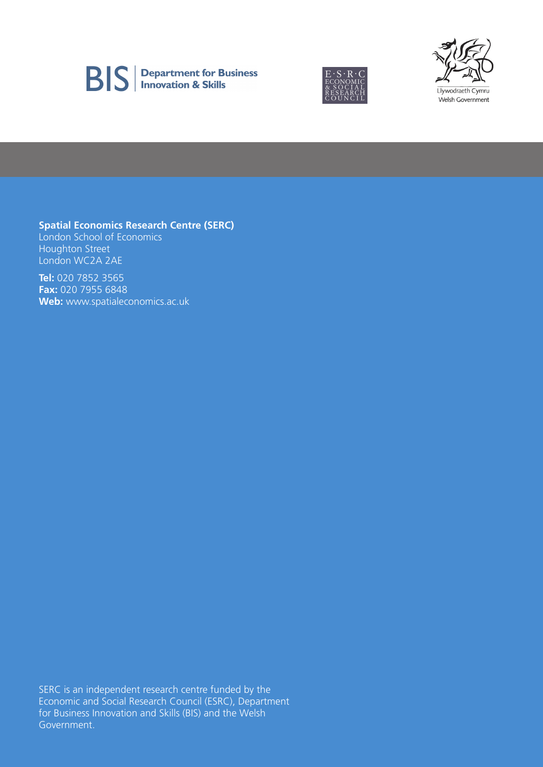BIS | Department for Business Innovation & Skills

E·S·R·C ECONOMIC & SOCIAL RESEARCH COUNCIL

Llywodraeth Cymru Welsh Government

**Spatial Economics Research Centre (SERC)**
London School of Economics
Houghton Street
London WC2A 2AE

**Tel:** 020 7852 3565
**Fax:** 020 7955 6848
**Web:** www.spatialeconomics.ac.uk

SERC is an independent research centre funded by the Economic and Social Research Council (ESRC), Department for Business Innovation and Skills (BIS) and the Welsh Government.